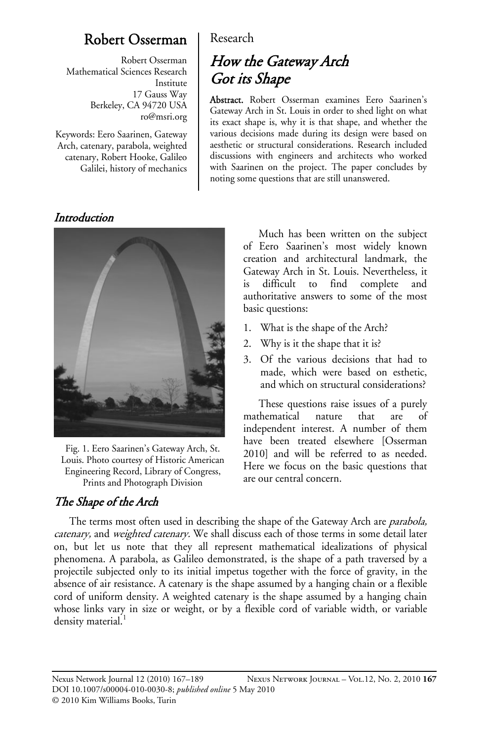# Robert Osserman

Robert Osserman
Mathematical Sciences Research Institute
17 Gauss Way
Berkeley, CA 94720 USA
ro@msri.org

Keywords: Eero Saarinen, Gateway Arch, catenary, parabola, weighted catenary, Robert Hooke, Galileo Galilei, history of mechanics

Research

# *How the Gateway Arch Got its Shape*

**Abstract.** Robert Osserman examines Eero Saarinen's Gateway Arch in St. Louis in order to shed light on what its exact shape is, why it is that shape, and whether the various decisions made during its design were based on aesthetic or structural considerations. Research included discussions with engineers and architects who worked with Saarinen on the project. The paper concludes by noting some questions that are still unanswered.

## *Introduction*

Fig. 1. Eero Saarinen's Gateway Arch, St. Louis. Photo courtesy of Historic American Engineering Record, Library of Congress, Prints and Photograph Division

Much has been written on the subject of Eero Saarinen's most widely known creation and architectural landmark, the Gateway Arch in St. Louis. Nevertheless, it is difficult to find complete and authoritative answers to some of the most basic questions:

1. What is the shape of the Arch?
2. Why is it the shape that it is?
3. Of the various decisions that had to made, which were based on esthetic, and which on structural considerations?

These questions raise issues of a purely mathematical nature that are of independent interest. A number of them have been treated elsewhere [Osserman 2010] and will be referred to as needed. Here we focus on the basic questions that are our central concern.

## *The Shape of the Arch*

The terms most often used in describing the shape of the Gateway Arch are *parabola, catenary,* and *weighted catenary*. We shall discuss each of those terms in some detail later on, but let us note that they all represent mathematical idealizations of physical phenomena. A parabola, as Galileo demonstrated, is the shape of a path traversed by a projectile subjected only to its initial impetus together with the force of gravity, in the absence of air resistance. A catenary is the shape assumed by a hanging chain or a flexible cord of uniform density. A weighted catenary is the shape assumed by a hanging chain whose links vary in size or weight, or by a flexible cord of variable width, or variable density material.[1]

DOI 10.1007/s00004-010-0030-8; *published online* 5 May 2010
© 2010 Kim Williams Books, Turin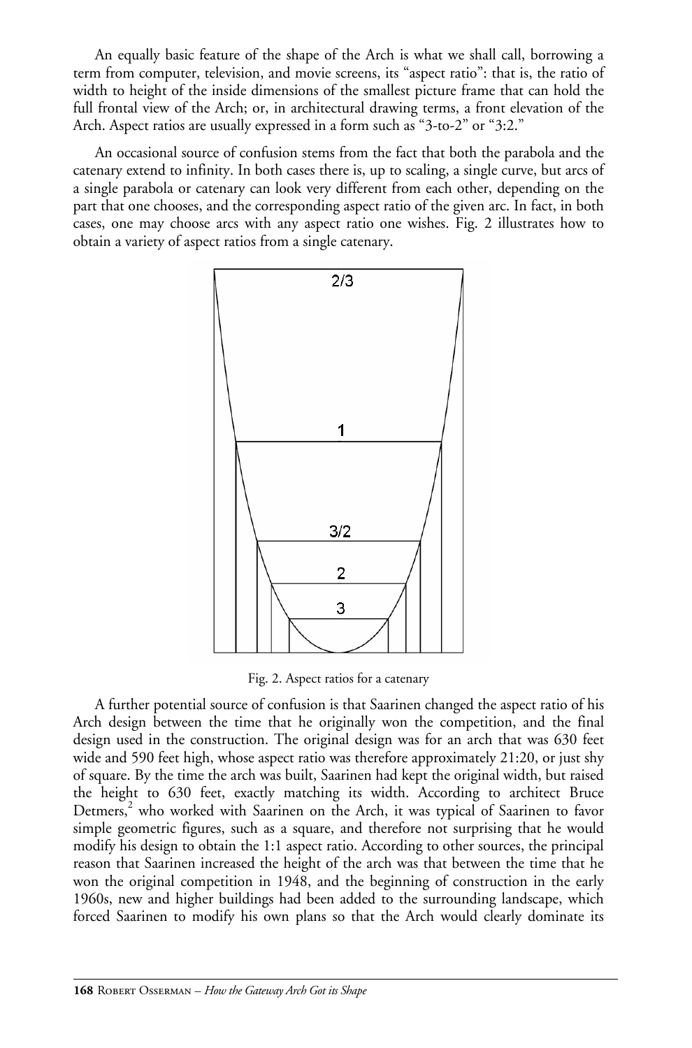An equally basic feature of the shape of the Arch is what we shall call, borrowing a term from computer, television, and movie screens, its "aspect ratio": that is, the ratio of width to height of the inside dimensions of the smallest picture frame that can hold the full frontal view of the Arch; or, in architectural drawing terms, a front elevation of the Arch. Aspect ratios are usually expressed in a form such as "3-to-2" or "3:2."

An occasional source of confusion stems from the fact that both the parabola and the catenary extend to infinity. In both cases there is, up to scaling, a single curve, but arcs of a single parabola or catenary can look very different from each other, depending on the part that one chooses, and the corresponding aspect ratio of the given arc. In fact, in both cases, one may choose arcs with any aspect ratio one wishes. Fig. 2 illustrates how to obtain a variety of aspect ratios from a single catenary.

Fig. 2. Aspect ratios for a catenary

A further potential source of confusion is that Saarinen changed the aspect ratio of his Arch design between the time that he originally won the competition, and the final design used in the construction. The original design was for an arch that was 630 feet wide and 590 feet high, whose aspect ratio was therefore approximately 21:20, or just shy of square. By the time the arch was built, Saarinen had kept the original width, but raised the height to 630 feet, exactly matching its width. According to architect Bruce Detmers,[2] who worked with Saarinen on the Arch, it was typical of Saarinen to favor simple geometric figures, such as a square, and therefore not surprising that he would modify his design to obtain the 1:1 aspect ratio. According to other sources, the principal reason that Saarinen increased the height of the arch was that between the time that he won the original competition in 1948, and the beginning of construction in the early 1960s, new and higher buildings had been added to the surrounding landscape, which forced Saarinen to modify his own plans so that the Arch would clearly dominate its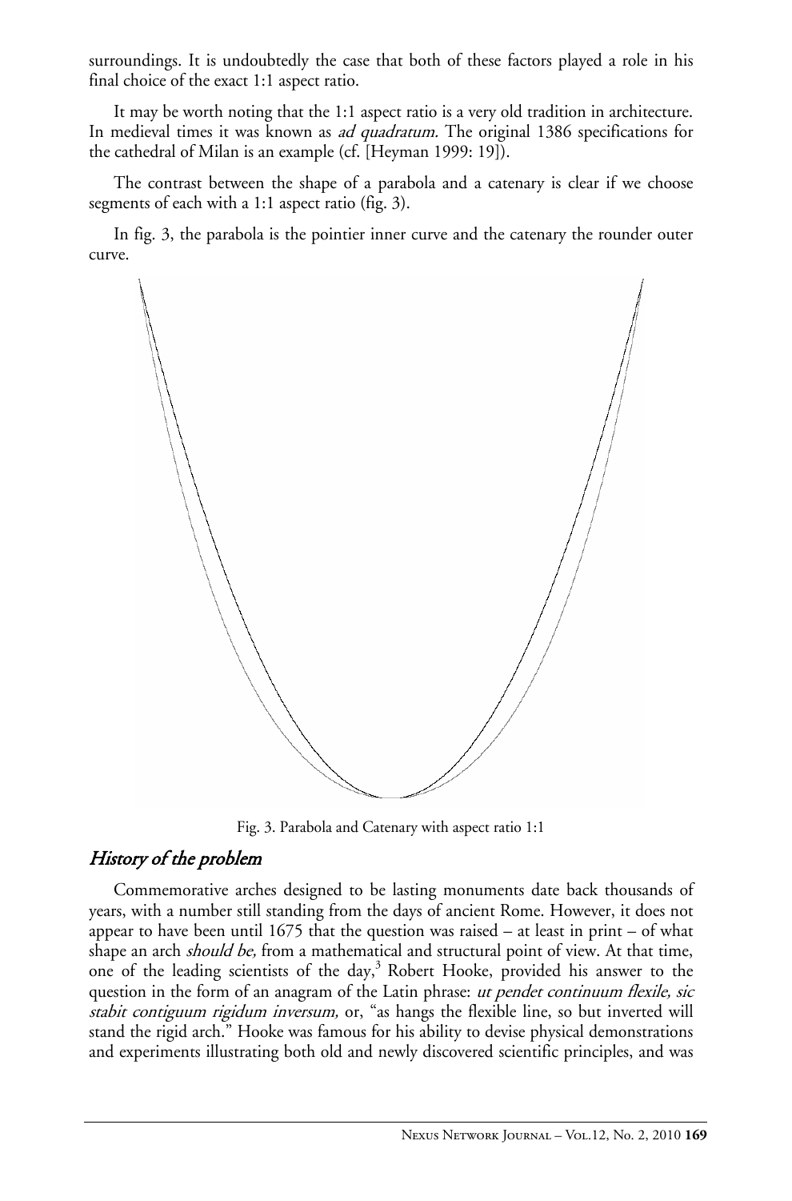surroundings. It is undoubtedly the case that both of these factors played a role in his final choice of the exact 1:1 aspect ratio.

It may be worth noting that the 1:1 aspect ratio is a very old tradition in architecture. In medieval times it was known as *ad quadratum.* The original 1386 specifications for the cathedral of Milan is an example (cf. [Heyman 1999: 19]).

The contrast between the shape of a parabola and a catenary is clear if we choose segments of each with a 1:1 aspect ratio (fig. 3).

In fig. 3, the parabola is the pointier inner curve and the catenary the rounder outer curve.

Fig. 3. Parabola and Catenary with aspect ratio 1:1

## *History of the problem*

Commemorative arches designed to be lasting monuments date back thousands of years, with a number still standing from the days of ancient Rome. However, it does not appear to have been until 1675 that the question was raised – at least in print – of what shape an arch *should be,* from a mathematical and structural point of view. At that time, one of the leading scientists of the day,[3] Robert Hooke, provided his answer to the question in the form of an anagram of the Latin phrase: *ut pendet continuum flexile, sic stabit contiguum rigidum inversum,* or, "as hangs the flexible line, so but inverted will stand the rigid arch." Hooke was famous for his ability to devise physical demonstrations and experiments illustrating both old and newly discovered scientific principles, and was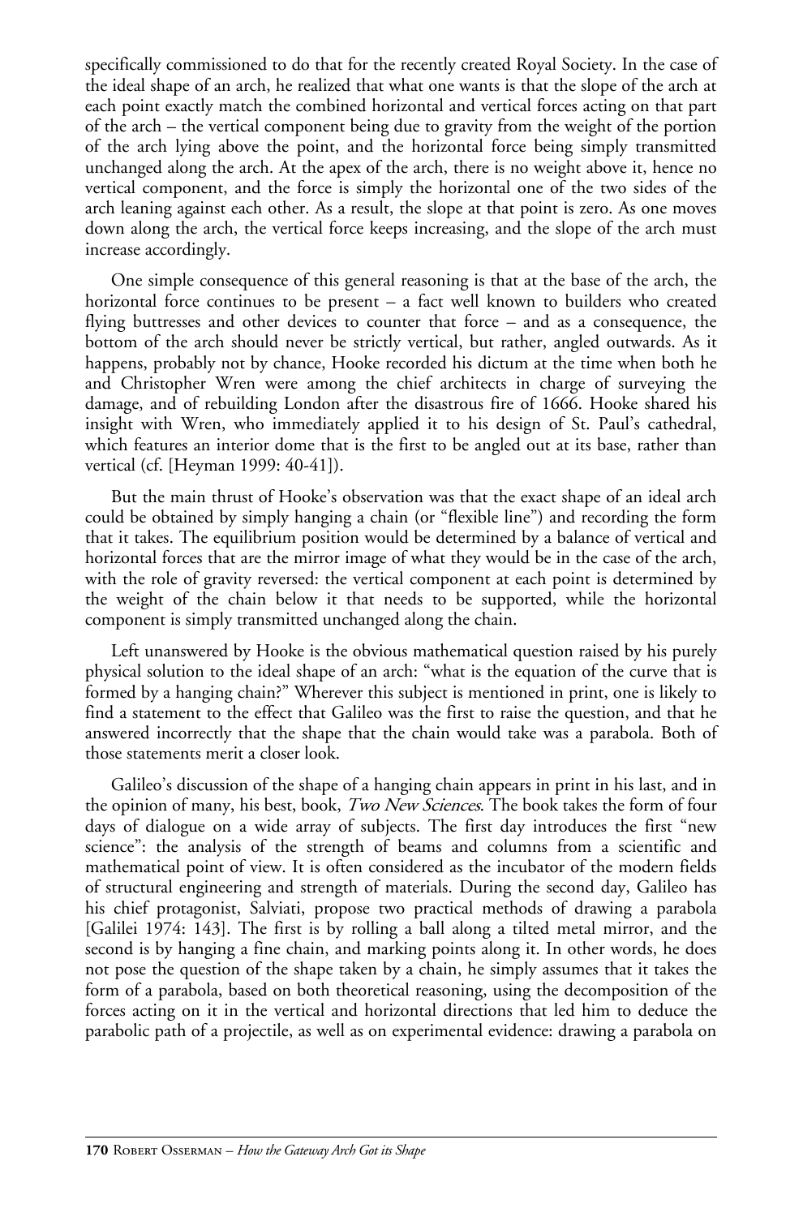specifically commissioned to do that for the recently created Royal Society. In the case of the ideal shape of an arch, he realized that what one wants is that the slope of the arch at each point exactly match the combined horizontal and vertical forces acting on that part of the arch – the vertical component being due to gravity from the weight of the portion of the arch lying above the point, and the horizontal force being simply transmitted unchanged along the arch. At the apex of the arch, there is no weight above it, hence no vertical component, and the force is simply the horizontal one of the two sides of the arch leaning against each other. As a result, the slope at that point is zero. As one moves down along the arch, the vertical force keeps increasing, and the slope of the arch must increase accordingly.

One simple consequence of this general reasoning is that at the base of the arch, the horizontal force continues to be present – a fact well known to builders who created flying buttresses and other devices to counter that force – and as a consequence, the bottom of the arch should never be strictly vertical, but rather, angled outwards. As it happens, probably not by chance, Hooke recorded his dictum at the time when both he and Christopher Wren were among the chief architects in charge of surveying the damage, and of rebuilding London after the disastrous fire of 1666. Hooke shared his insight with Wren, who immediately applied it to his design of St. Paul's cathedral, which features an interior dome that is the first to be angled out at its base, rather than vertical (cf. [Heyman 1999: 40-41]).

But the main thrust of Hooke's observation was that the exact shape of an ideal arch could be obtained by simply hanging a chain (or "flexible line") and recording the form that it takes. The equilibrium position would be determined by a balance of vertical and horizontal forces that are the mirror image of what they would be in the case of the arch, with the role of gravity reversed: the vertical component at each point is determined by the weight of the chain below it that needs to be supported, while the horizontal component is simply transmitted unchanged along the chain.

Left unanswered by Hooke is the obvious mathematical question raised by his purely physical solution to the ideal shape of an arch: "what is the equation of the curve that is formed by a hanging chain?" Wherever this subject is mentioned in print, one is likely to find a statement to the effect that Galileo was the first to raise the question, and that he answered incorrectly that the shape that the chain would take was a parabola. Both of those statements merit a closer look.

Galileo's discussion of the shape of a hanging chain appears in print in his last, and in the opinion of many, his best, book, *Two New Sciences*. The book takes the form of four days of dialogue on a wide array of subjects. The first day introduces the first "new science": the analysis of the strength of beams and columns from a scientific and mathematical point of view. It is often considered as the incubator of the modern fields of structural engineering and strength of materials. During the second day, Galileo has his chief protagonist, Salviati, propose two practical methods of drawing a parabola [Galilei 1974: 143]. The first is by rolling a ball along a tilted metal mirror, and the second is by hanging a fine chain, and marking points along it. In other words, he does not pose the question of the shape taken by a chain, he simply assumes that it takes the form of a parabola, based on both theoretical reasoning, using the decomposition of the forces acting on it in the vertical and horizontal directions that led him to deduce the parabolic path of a projectile, as well as on experimental evidence: drawing a parabola on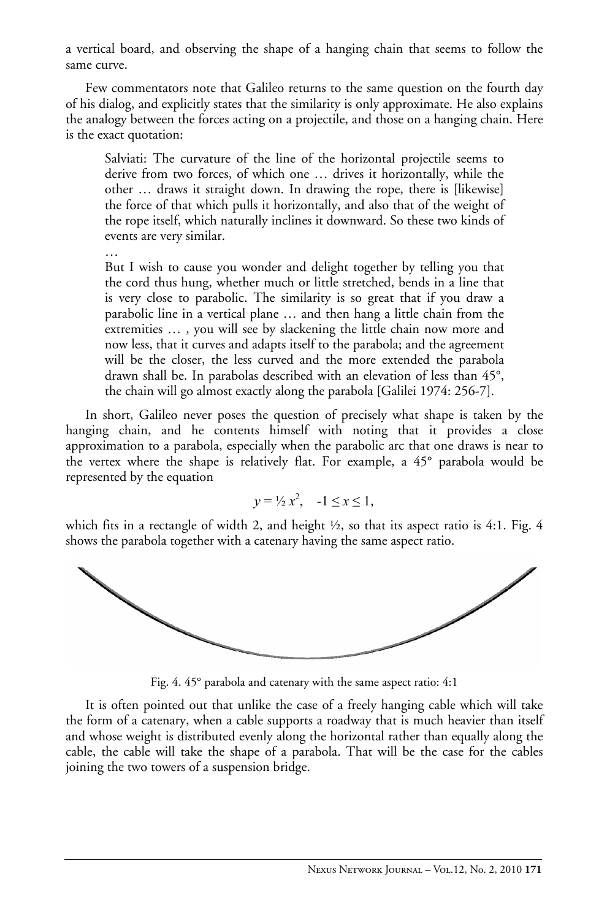a vertical board, and observing the shape of a hanging chain that seems to follow the same curve.

Few commentators note that Galileo returns to the same question on the fourth day of his dialog, and explicitly states that the similarity is only approximate. He also explains the analogy between the forces acting on a projectile, and those on a hanging chain. Here is the exact quotation:

> Salviati: The curvature of the line of the horizontal projectile seems to derive from two forces, of which one … drives it horizontally, while the other … draws it straight down. In drawing the rope, there is [likewise] the force of that which pulls it horizontally, and also that of the weight of the rope itself, which naturally inclines it downward. So these two kinds of events are very similar.
>
> …
>
> But I wish to cause you wonder and delight together by telling you that the cord thus hung, whether much or little stretched, bends in a line that is very close to parabolic. The similarity is so great that if you draw a parabolic line in a vertical plane … and then hang a little chain from the extremities … , you will see by slackening the little chain now more and now less, that it curves and adapts itself to the parabola; and the agreement will be the closer, the less curved and the more extended the parabola drawn shall be. In parabolas described with an elevation of less than 45°, the chain will go almost exactly along the parabola [Galilei 1974: 256-7].

In short, Galileo never poses the question of precisely what shape is taken by the hanging chain, and he contents himself with noting that it provides a close approximation to a parabola, especially when the parabolic arc that one draws is near to the vertex where the shape is relatively flat. For example, a 45° parabola would be represented by the equation

$$y = \tfrac{1}{2} x^2, \quad -1 \leq x \leq 1,$$

which fits in a rectangle of width 2, and height ½, so that its aspect ratio is 4:1. Fig. 4 shows the parabola together with a catenary having the same aspect ratio.

Fig. 4. 45° parabola and catenary with the same aspect ratio: 4:1

It is often pointed out that unlike the case of a freely hanging cable which will take the form of a catenary, when a cable supports a roadway that is much heavier than itself and whose weight is distributed evenly along the horizontal rather than equally along the cable, the cable will take the shape of a parabola. That will be the case for the cables joining the two towers of a suspension bridge.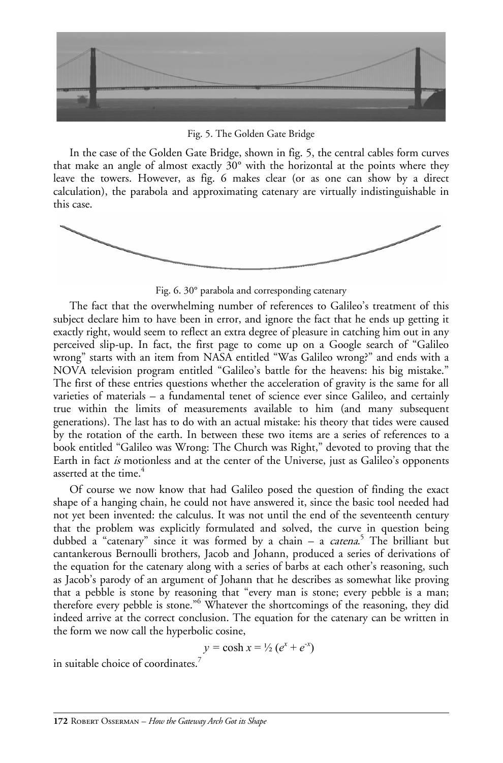Fig. 5. The Golden Gate Bridge

In the case of the Golden Gate Bridge, shown in fig. 5, the central cables form curves that make an angle of almost exactly 30° with the horizontal at the points where they leave the towers. However, as fig. 6 makes clear (or as one can show by a direct calculation), the parabola and approximating catenary are virtually indistinguishable in this case.

Fig. 6. 30° parabola and corresponding catenary

The fact that the overwhelming number of references to Galileo's treatment of this subject declare him to have been in error, and ignore the fact that he ends up getting it exactly right, would seem to reflect an extra degree of pleasure in catching him out in any perceived slip-up. In fact, the first page to come up on a Google search of "Galileo wrong" starts with an item from NASA entitled "Was Galileo wrong?" and ends with a NOVA television program entitled "Galileo's battle for the heavens: his big mistake." The first of these entries questions whether the acceleration of gravity is the same for all varieties of materials – a fundamental tenet of science ever since Galileo, and certainly true within the limits of measurements available to him (and many subsequent generations). The last has to do with an actual mistake: his theory that tides were caused by the rotation of the earth. In between these two items are a series of references to a book entitled "Galileo was Wrong: The Church was Right," devoted to proving that the Earth in fact *is* motionless and at the center of the Universe, just as Galileo's opponents asserted at the time.[4]

Of course we now know that had Galileo posed the question of finding the exact shape of a hanging chain, he could not have answered it, since the basic tool needed had not yet been invented: the calculus. It was not until the end of the seventeenth century that the problem was explicitly formulated and solved, the curve in question being dubbed a "catenary" since it was formed by a chain – a *catena*.[5] The brilliant but cantankerous Bernoulli brothers, Jacob and Johann, produced a series of derivations of the equation for the catenary along with a series of barbs at each other's reasoning, such as Jacob's parody of an argument of Johann that he describes as somewhat like proving that a pebble is stone by reasoning that "every man is stone; every pebble is a man; therefore every pebble is stone."[6] Whatever the shortcomings of the reasoning, they did indeed arrive at the correct conclusion. The equation for the catenary can be written in the form we now call the hyperbolic cosine,

$$y = \cosh x = \tfrac{1}{2}\,(e^{x} + e^{-x})$$

in suitable choice of coordinates.[7]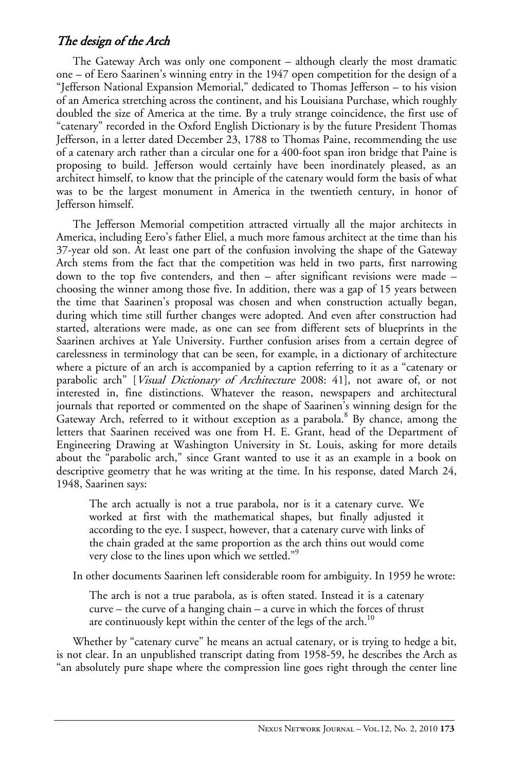## *The design of the Arch*

The Gateway Arch was only one component – although clearly the most dramatic one – of Eero Saarinen's winning entry in the 1947 open competition for the design of a "Jefferson National Expansion Memorial," dedicated to Thomas Jefferson – to his vision of an America stretching across the continent, and his Louisiana Purchase, which roughly doubled the size of America at the time. By a truly strange coincidence, the first use of "catenary" recorded in the Oxford English Dictionary is by the future President Thomas Jefferson, in a letter dated December 23, 1788 to Thomas Paine, recommending the use of a catenary arch rather than a circular one for a 400-foot span iron bridge that Paine is proposing to build. Jefferson would certainly have been inordinately pleased, as an architect himself, to know that the principle of the catenary would form the basis of what was to be the largest monument in America in the twentieth century, in honor of Jefferson himself.

The Jefferson Memorial competition attracted virtually all the major architects in America, including Eero's father Eliel, a much more famous architect at the time than his 37-year old son. At least one part of the confusion involving the shape of the Gateway Arch stems from the fact that the competition was held in two parts, first narrowing down to the top five contenders, and then – after significant revisions were made – choosing the winner among those five. In addition, there was a gap of 15 years between the time that Saarinen's proposal was chosen and when construction actually began, during which time still further changes were adopted. And even after construction had started, alterations were made, as one can see from different sets of blueprints in the Saarinen archives at Yale University. Further confusion arises from a certain degree of carelessness in terminology that can be seen, for example, in a dictionary of architecture where a picture of an arch is accompanied by a caption referring to it as a "catenary or parabolic arch" [*Visual Dictionary of Architecture* 2008: 41], not aware of, or not interested in, fine distinctions. Whatever the reason, newspapers and architectural journals that reported or commented on the shape of Saarinen's winning design for the Gateway Arch, referred to it without exception as a parabola.[8] By chance, among the letters that Saarinen received was one from H. E. Grant, head of the Department of Engineering Drawing at Washington University in St. Louis, asking for more details about the "parabolic arch," since Grant wanted to use it as an example in a book on descriptive geometry that he was writing at the time. In his response, dated March 24, 1948, Saarinen says:

> The arch actually is not a true parabola, nor is it a catenary curve. We worked at first with the mathematical shapes, but finally adjusted it according to the eye. I suspect, however, that a catenary curve with links of the chain graded at the same proportion as the arch thins out would come very close to the lines upon which we settled."[9]

In other documents Saarinen left considerable room for ambiguity. In 1959 he wrote:

> The arch is not a true parabola, as is often stated. Instead it is a catenary curve – the curve of a hanging chain – a curve in which the forces of thrust are continuously kept within the center of the legs of the arch.[10]

Whether by "catenary curve" he means an actual catenary, or is trying to hedge a bit, is not clear. In an unpublished transcript dating from 1958-59, he describes the Arch as "an absolutely pure shape where the compression line goes right through the center line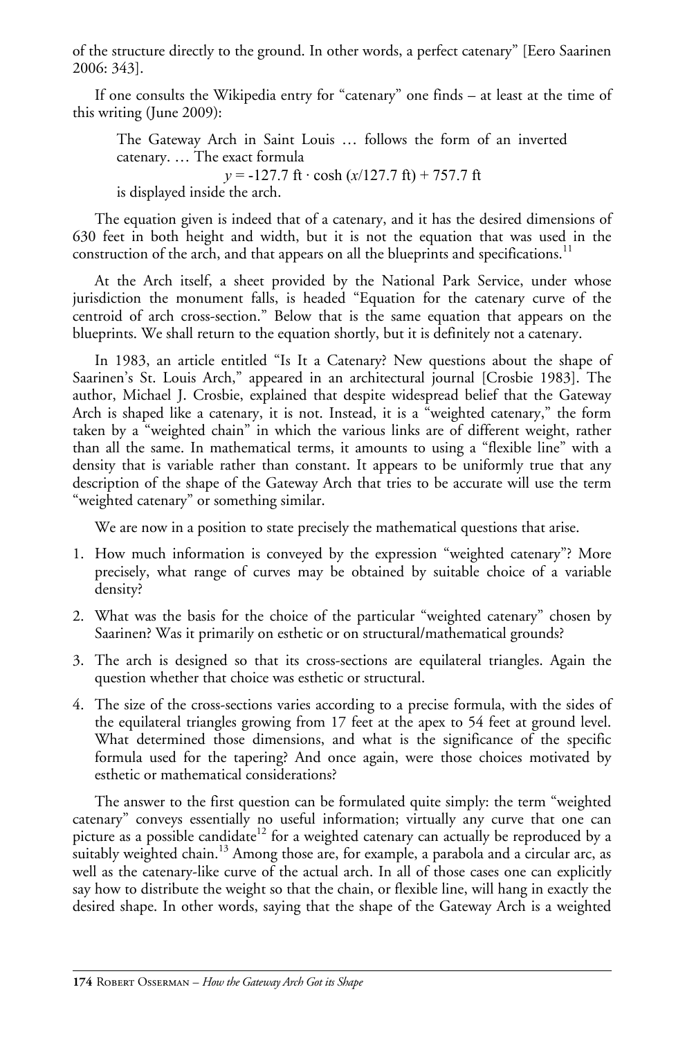of the structure directly to the ground. In other words, a perfect catenary" [Eero Saarinen 2006: 343].

If one consults the Wikipedia entry for "catenary" one finds – at least at the time of this writing (June 2009):

> The Gateway Arch in Saint Louis … follows the form of an inverted catenary. … The exact formula
>
> $$y = -127.7 \text{ ft} \cdot \cosh(x/127.7 \text{ ft}) + 757.7 \text{ ft}$$
>
> is displayed inside the arch.

The equation given is indeed that of a catenary, and it has the desired dimensions of 630 feet in both height and width, but it is not the equation that was used in the construction of the arch, and that appears on all the blueprints and specifications.[11]

At the Arch itself, a sheet provided by the National Park Service, under whose jurisdiction the monument falls, is headed "Equation for the catenary curve of the centroid of arch cross-section." Below that is the same equation that appears on the blueprints. We shall return to the equation shortly, but it is definitely not a catenary.

In 1983, an article entitled "Is It a Catenary? New questions about the shape of Saarinen's St. Louis Arch," appeared in an architectural journal [Crosbie 1983]. The author, Michael J. Crosbie, explained that despite widespread belief that the Gateway Arch is shaped like a catenary, it is not. Instead, it is a "weighted catenary," the form taken by a "weighted chain" in which the various links are of different weight, rather than all the same. In mathematical terms, it amounts to using a "flexible line" with a density that is variable rather than constant. It appears to be uniformly true that any description of the shape of the Gateway Arch that tries to be accurate will use the term "weighted catenary" or something similar.

We are now in a position to state precisely the mathematical questions that arise.

1. How much information is conveyed by the expression "weighted catenary"? More precisely, what range of curves may be obtained by suitable choice of a variable density?
2. What was the basis for the choice of the particular "weighted catenary" chosen by Saarinen? Was it primarily on esthetic or on structural/mathematical grounds?
3. The arch is designed so that its cross-sections are equilateral triangles. Again the question whether that choice was esthetic or structural.
4. The size of the cross-sections varies according to a precise formula, with the sides of the equilateral triangles growing from 17 feet at the apex to 54 feet at ground level. What determined those dimensions, and what is the significance of the specific formula used for the tapering? And once again, were those choices motivated by esthetic or mathematical considerations?

The answer to the first question can be formulated quite simply: the term "weighted catenary" conveys essentially no useful information; virtually any curve that one can picture as a possible candidate[12] for a weighted catenary can actually be reproduced by a suitably weighted chain.[13] Among those are, for example, a parabola and a circular arc, as well as the catenary-like curve of the actual arch. In all of those cases one can explicitly say how to distribute the weight so that the chain, or flexible line, will hang in exactly the desired shape. In other words, saying that the shape of the Gateway Arch is a weighted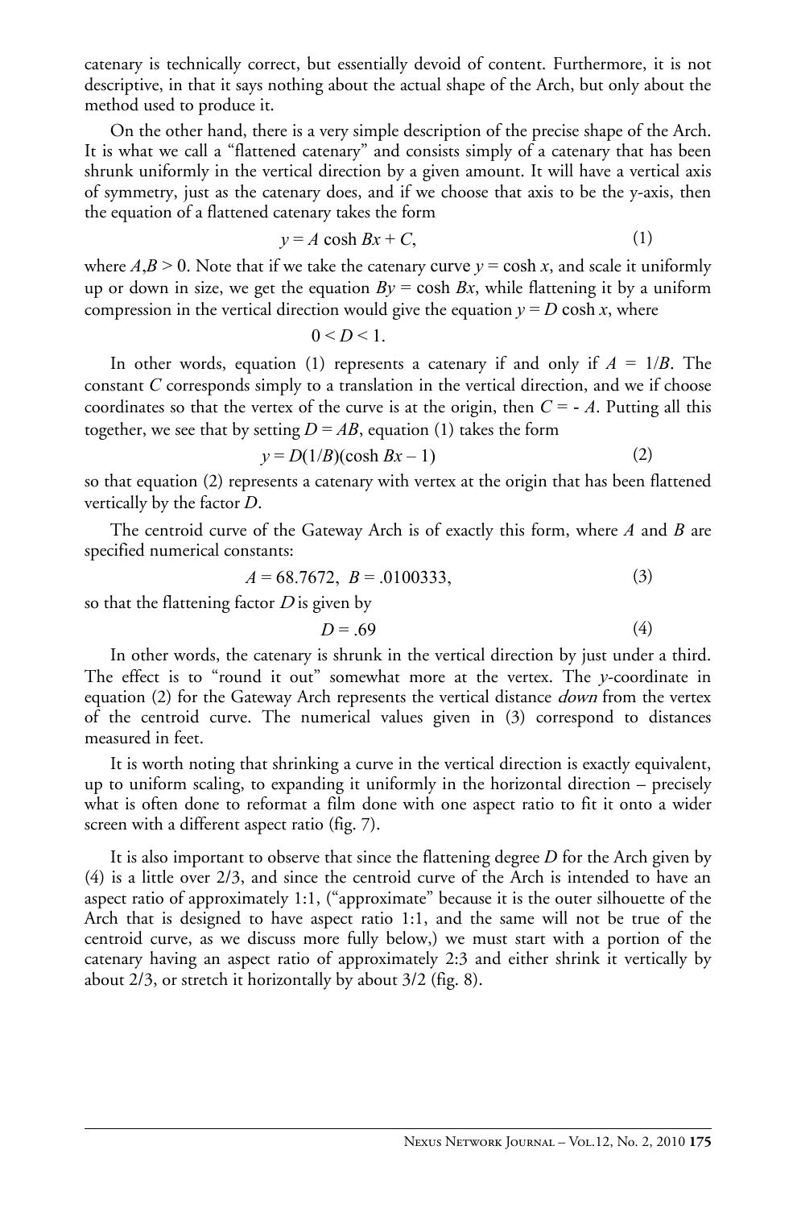catenary is technically correct, but essentially devoid of content. Furthermore, it is not descriptive, in that it says nothing about the actual shape of the Arch, but only about the method used to produce it.

On the other hand, there is a very simple description of the precise shape of the Arch. It is what we call a "flattened catenary" and consists simply of a catenary that has been shrunk uniformly in the vertical direction by a given amount. It will have a vertical axis of symmetry, just as the catenary does, and if we choose that axis to be the y-axis, then the equation of a flattened catenary takes the form

$$y = A \cosh Bx + C, \tag{1}$$

where $A,B > 0$. Note that if we take the catenary curve $y = \cosh x$, and scale it uniformly up or down in size, we get the equation $By = \cosh Bx$, while flattening it by a uniform compression in the vertical direction would give the equation $y = D \cosh x$, where

$$0 < D < 1.$$

In other words, equation (1) represents a catenary if and only if $A = 1/B$. The constant $C$ corresponds simply to a translation in the vertical direction, and we if choose coordinates so that the vertex of the curve is at the origin, then $C = - A$. Putting all this together, we see that by setting $D = AB$, equation (1) takes the form

$$y = D(1/B)(\cosh Bx - 1) \tag{2}$$

so that equation (2) represents a catenary with vertex at the origin that has been flattened vertically by the factor $D$.

The centroid curve of the Gateway Arch is of exactly this form, where $A$ and $B$ are specified numerical constants:

$$A = 68.7672, \; B = .0100333, \tag{3}$$

so that the flattening factor $D$ is given by

$$D = .69 \tag{4}$$

In other words, the catenary is shrunk in the vertical direction by just under a third. The effect is to "round it out" somewhat more at the vertex. The $y$-coordinate in equation (2) for the Gateway Arch represents the vertical distance *down* from the vertex of the centroid curve. The numerical values given in (3) correspond to distances measured in feet.

It is worth noting that shrinking a curve in the vertical direction is exactly equivalent, up to uniform scaling, to expanding it uniformly in the horizontal direction – precisely what is often done to reformat a film done with one aspect ratio to fit it onto a wider screen with a different aspect ratio (fig. 7).

It is also important to observe that since the flattening degree $D$ for the Arch given by (4) is a little over 2/3, and since the centroid curve of the Arch is intended to have an aspect ratio of approximately 1:1, ("approximate" because it is the outer silhouette of the Arch that is designed to have aspect ratio 1:1, and the same will not be true of the centroid curve, as we discuss more fully below,) we must start with a portion of the catenary having an aspect ratio of approximately 2:3 and either shrink it vertically by about 2/3, or stretch it horizontally by about 3/2 (fig. 8).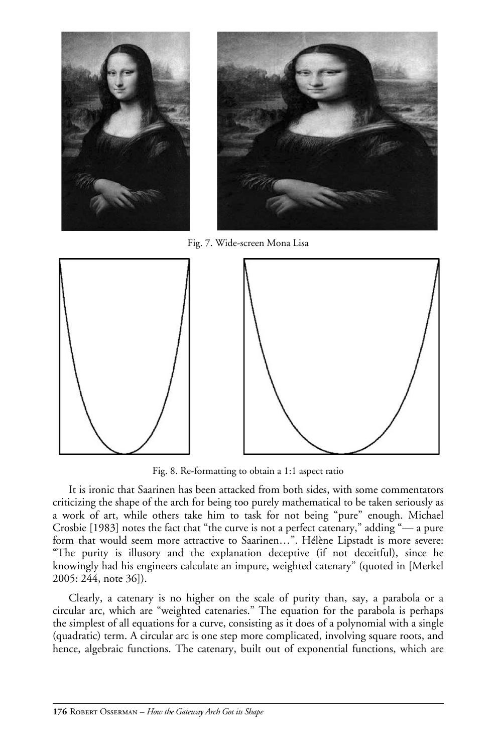Fig. 7. Wide-screen Mona Lisa

Fig. 8. Re-formatting to obtain a 1:1 aspect ratio

It is ironic that Saarinen has been attacked from both sides, with some commentators criticizing the shape of the arch for being too purely mathematical to be taken seriously as a work of art, while others take him to task for not being "pure" enough. Michael Crosbie [1983] notes the fact that "the curve is not a perfect catenary," adding "— a pure form that would seem more attractive to Saarinen…". Hélène Lipstadt is more severe: "The purity is illusory and the explanation deceptive (if not deceitful), since he knowingly had his engineers calculate an impure, weighted catenary" (quoted in [Merkel 2005: 244, note 36]).

Clearly, a catenary is no higher on the scale of purity than, say, a parabola or a circular arc, which are "weighted catenaries." The equation for the parabola is perhaps the simplest of all equations for a curve, consisting as it does of a polynomial with a single (quadratic) term. A circular arc is one step more complicated, involving square roots, and hence, algebraic functions. The catenary, built out of exponential functions, which are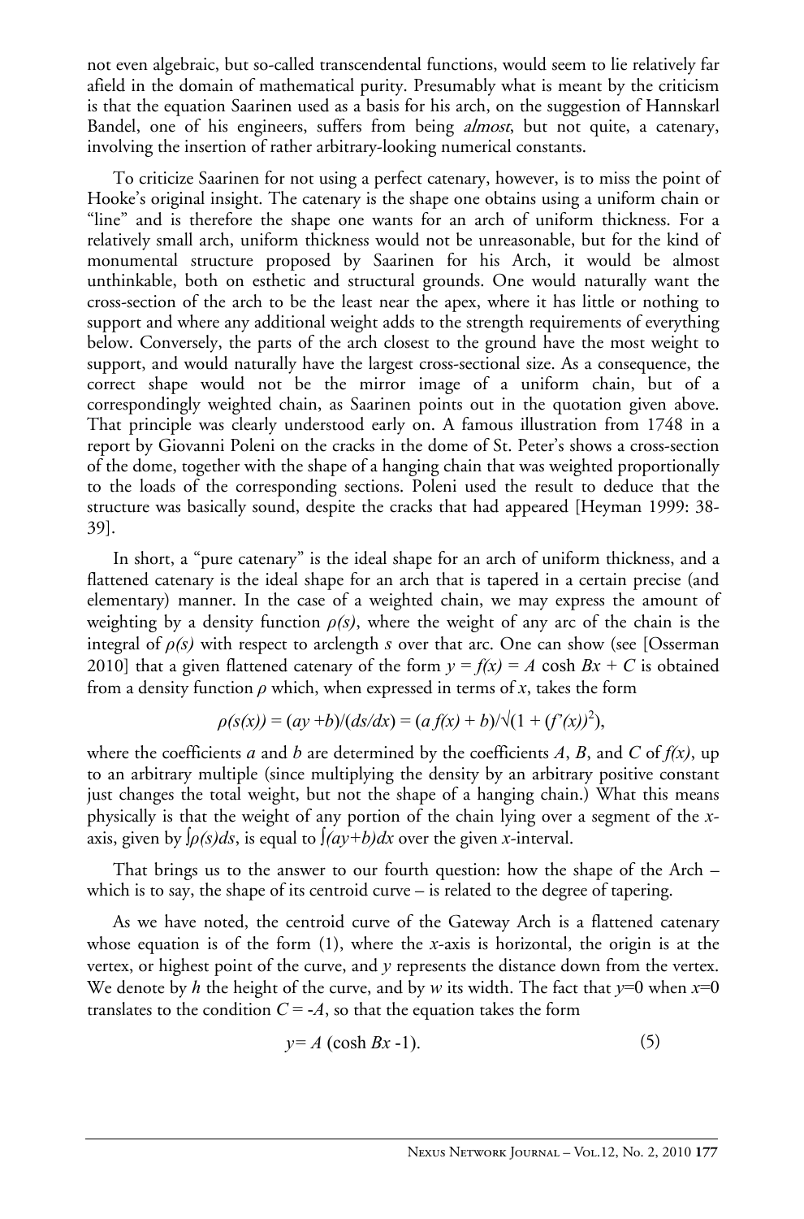not even algebraic, but so-called transcendental functions, would seem to lie relatively far afield in the domain of mathematical purity. Presumably what is meant by the criticism is that the equation Saarinen used as a basis for his arch, on the suggestion of Hannskarl Bandel, one of his engineers, suffers from being *almost*, but not quite, a catenary, involving the insertion of rather arbitrary-looking numerical constants.

To criticize Saarinen for not using a perfect catenary, however, is to miss the point of Hooke's original insight. The catenary is the shape one obtains using a uniform chain or "line" and is therefore the shape one wants for an arch of uniform thickness. For a relatively small arch, uniform thickness would not be unreasonable, but for the kind of monumental structure proposed by Saarinen for his Arch, it would be almost unthinkable, both on esthetic and structural grounds. One would naturally want the cross-section of the arch to be the least near the apex, where it has little or nothing to support and where any additional weight adds to the strength requirements of everything below. Conversely, the parts of the arch closest to the ground have the most weight to support, and would naturally have the largest cross-sectional size. As a consequence, the correct shape would not be the mirror image of a uniform chain, but of a correspondingly weighted chain, as Saarinen points out in the quotation given above. That principle was clearly understood early on. A famous illustration from 1748 in a report by Giovanni Poleni on the cracks in the dome of St. Peter's shows a cross-section of the dome, together with the shape of a hanging chain that was weighted proportionally to the loads of the corresponding sections. Poleni used the result to deduce that the structure was basically sound, despite the cracks that had appeared [Heyman 1999: 38-39].

In short, a "pure catenary" is the ideal shape for an arch of uniform thickness, and a flattened catenary is the ideal shape for an arch that is tapered in a certain precise (and elementary) manner. In the case of a weighted chain, we may express the amount of weighting by a density function $\rho(s)$, where the weight of any arc of the chain is the integral of $\rho(s)$ with respect to arclength $s$ over that arc. One can show (see [Osserman 2010] that a given flattened catenary of the form $y = f(x) = A \cosh Bx + C$ is obtained from a density function $\rho$ which, when expressed in terms of $x$, takes the form

$$\rho(s(x)) = (ay + b)/(ds/dx) = (a\,f(x) + b)/\sqrt{(1 + (f'(x))^2)},$$

where the coefficients $a$ and $b$ are determined by the coefficients $A$, $B$, and $C$ of $f(x)$, up to an arbitrary multiple (since multiplying the density by an arbitrary positive constant just changes the total weight, but not the shape of a hanging chain.) What this means physically is that the weight of any portion of the chain lying over a segment of the $x$-axis, given by $\int \rho(s)ds$, is equal to $\int (ay+b)dx$ over the given $x$-interval.

That brings us to the answer to our fourth question: how the shape of the Arch – which is to say, the shape of its centroid curve – is related to the degree of tapering.

As we have noted, the centroid curve of the Gateway Arch is a flattened catenary whose equation is of the form (1), where the $x$-axis is horizontal, the origin is at the vertex, or highest point of the curve, and $y$ represents the distance down from the vertex. We denote by $h$ the height of the curve, and by $w$ its width. The fact that $y$=0 when $x$=0 translates to the condition $C = -A$, so that the equation takes the form

$$y = A (\cosh Bx - 1). \qquad (5)$$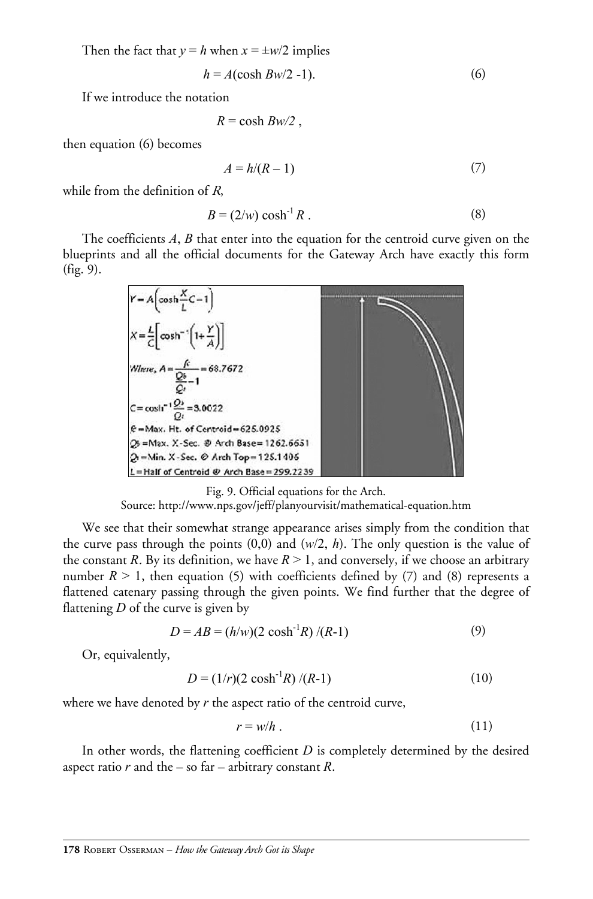Then the fact that $y = h$ when $x = \pm w/2$ implies

$$h = A(\cosh Bw/2 - 1). \tag{6}$$

If we introduce the notation

$$R = \cosh Bw/2 ,$$

then equation (6) becomes

$$A = h/(R - 1) \tag{7}$$

while from the definition of $R$,

$$B = (2/w) \cosh^{-1} R . \tag{8}$$

The coefficients $A$, $B$ that enter into the equation for the centroid curve given on the blueprints and all the official documents for the Gateway Arch have exactly this form (fig. 9).

$$Y = A\left(\cosh \frac{X}{L}C - 1\right)$$

$$X = \frac{L}{C}\left[\cosh^{-1}\left(1 + \frac{Y}{A}\right)\right]$$

Where, $A = \dfrac{f_c}{\frac{Q_b}{Q_t} - 1} = 68.7672$

$C = \cosh^{-1}\dfrac{Q_b}{Q_t} = 3.0022$

$f_c$ = Max. Ht. of Centroid = 625.0925

$Q_b$ = Max. X-Sec. @ Arch Base = 1262.6651

$Q_t$ = Min. X-Sec. @ Arch Top = 125.1406

$L$ = Half of Centroid @ Arch Base = 299.2239

Fig. 9. Official equations for the Arch.
Source: http://www.nps.gov/jeff/planyourvisit/mathematical-equation.htm

We see that their somewhat strange appearance arises simply from the condition that the curve pass through the points (0,0) and ($w/2$, $h$). The only question is the value of the constant $R$. By its definition, we have $R > 1$, and conversely, if we choose an arbitrary number $R > 1$, then equation (5) with coefficients defined by (7) and (8) represents a flattened catenary passing through the given points. We find further that the degree of flattening $D$ of the curve is given by

$$D = AB = (h/w)(2 \cosh^{-1}R) /(R-1) \tag{9}$$

Or, equivalently,

$$D = (1/r)(2 \cosh^{-1}R) /(R-1) \tag{10}$$

where we have denoted by $r$ the aspect ratio of the centroid curve,

$$r = w/h . \tag{11}$$

In other words, the flattening coefficient $D$ is completely determined by the desired aspect ratio $r$ and the – so far – arbitrary constant $R$.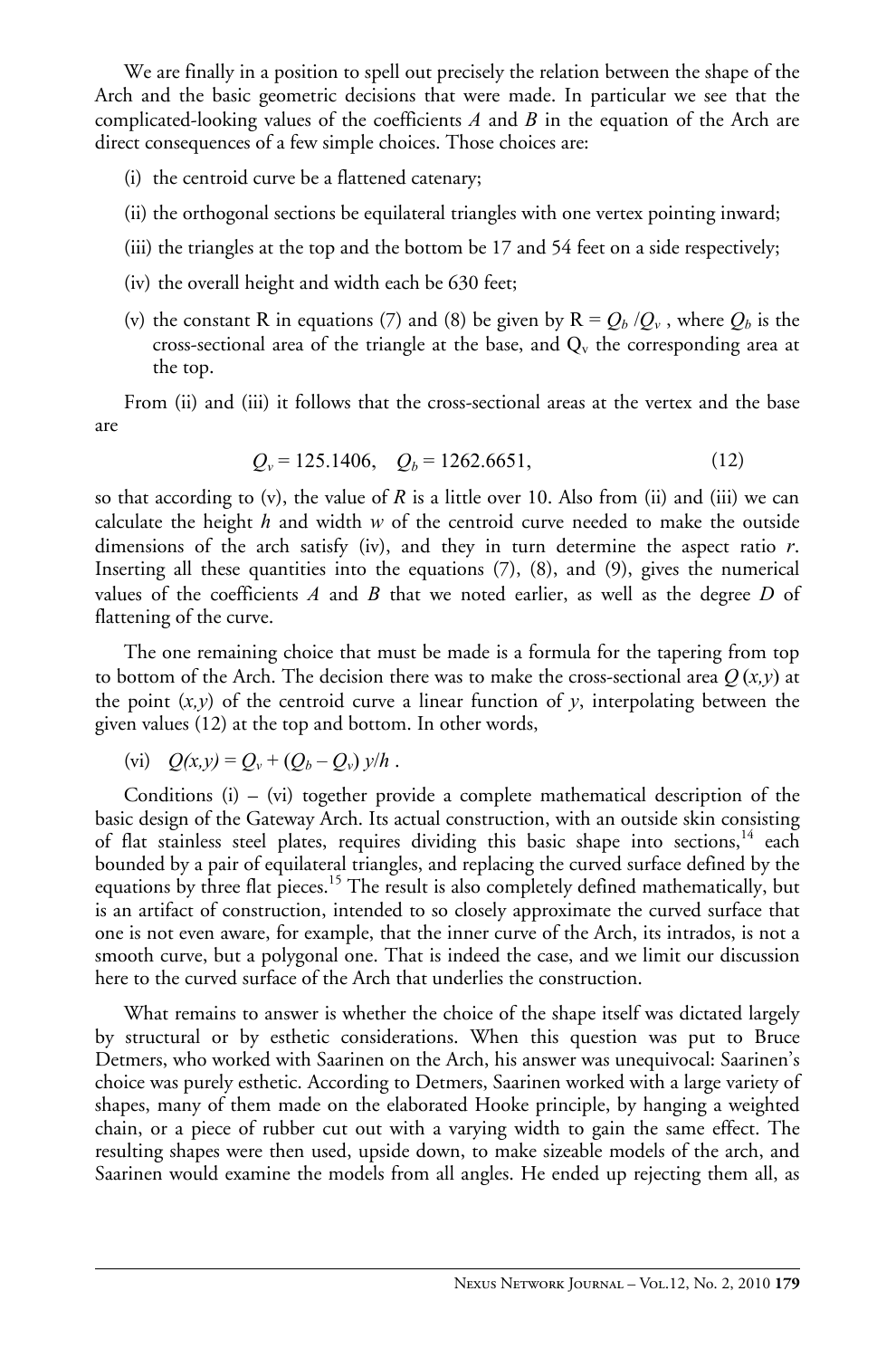We are finally in a position to spell out precisely the relation between the shape of the Arch and the basic geometric decisions that were made. In particular we see that the complicated-looking values of the coefficients $A$ and $B$ in the equation of the Arch are direct consequences of a few simple choices. Those choices are:

(i) the centroid curve be a flattened catenary;

(ii) the orthogonal sections be equilateral triangles with one vertex pointing inward;

(iii) the triangles at the top and the bottom be 17 and 54 feet on a side respectively;

(iv) the overall height and width each be 630 feet;

(v) the constant R in equations (7) and (8) be given by $R = Q_b / Q_v$ , where $Q_b$ is the cross-sectional area of the triangle at the base, and $Q_v$ the corresponding area at the top.

From (ii) and (iii) it follows that the cross-sectional areas at the vertex and the base are

$$Q_v = 125.1406, \quad Q_b = 1262.6651, \tag{12}$$

so that according to (v), the value of $R$ is a little over 10. Also from (ii) and (iii) we can calculate the height $h$ and width $w$ of the centroid curve needed to make the outside dimensions of the arch satisfy (iv), and they in turn determine the aspect ratio $r$. Inserting all these quantities into the equations (7), (8), and (9), gives the numerical values of the coefficients $A$ and $B$ that we noted earlier, as well as the degree $D$ of flattening of the curve.

The one remaining choice that must be made is a formula for the tapering from top to bottom of the Arch. The decision there was to make the cross-sectional area $Q(x,y)$ at the point $(x,y)$ of the centroid curve a linear function of $y$, interpolating between the given values (12) at the top and bottom. In other words,

(vi) $Q(x,y) = Q_v + (Q_b - Q_v)\, y/h$ .

Conditions (i) – (vi) together provide a complete mathematical description of the basic design of the Gateway Arch. Its actual construction, with an outside skin consisting of flat stainless steel plates, requires dividing this basic shape into sections,[14] each bounded by a pair of equilateral triangles, and replacing the curved surface defined by the equations by three flat pieces.[15] The result is also completely defined mathematically, but is an artifact of construction, intended to so closely approximate the curved surface that one is not even aware, for example, that the inner curve of the Arch, its intrados, is not a smooth curve, but a polygonal one. That is indeed the case, and we limit our discussion here to the curved surface of the Arch that underlies the construction.

What remains to answer is whether the choice of the shape itself was dictated largely by structural or by esthetic considerations. When this question was put to Bruce Detmers, who worked with Saarinen on the Arch, his answer was unequivocal: Saarinen's choice was purely esthetic. According to Detmers, Saarinen worked with a large variety of shapes, many of them made on the elaborated Hooke principle, by hanging a weighted chain, or a piece of rubber cut out with a varying width to gain the same effect. The resulting shapes were then used, upside down, to make sizeable models of the arch, and Saarinen would examine the models from all angles. He ended up rejecting them all, as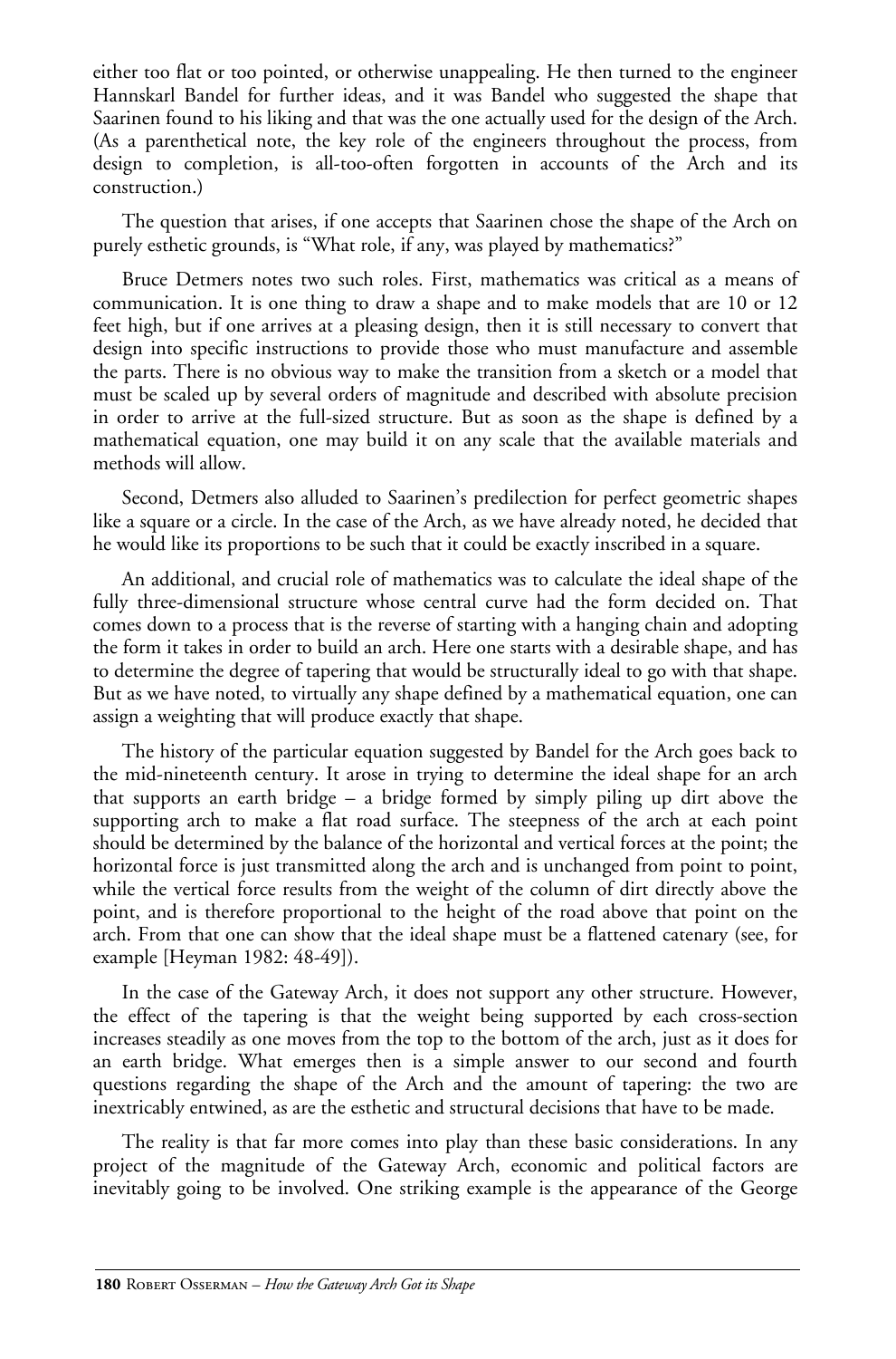either too flat or too pointed, or otherwise unappealing. He then turned to the engineer Hannskarl Bandel for further ideas, and it was Bandel who suggested the shape that Saarinen found to his liking and that was the one actually used for the design of the Arch. (As a parenthetical note, the key role of the engineers throughout the process, from design to completion, is all-too-often forgotten in accounts of the Arch and its construction.)

The question that arises, if one accepts that Saarinen chose the shape of the Arch on purely esthetic grounds, is "What role, if any, was played by mathematics?"

Bruce Detmers notes two such roles. First, mathematics was critical as a means of communication. It is one thing to draw a shape and to make models that are 10 or 12 feet high, but if one arrives at a pleasing design, then it is still necessary to convert that design into specific instructions to provide those who must manufacture and assemble the parts. There is no obvious way to make the transition from a sketch or a model that must be scaled up by several orders of magnitude and described with absolute precision in order to arrive at the full-sized structure. But as soon as the shape is defined by a mathematical equation, one may build it on any scale that the available materials and methods will allow.

Second, Detmers also alluded to Saarinen's predilection for perfect geometric shapes like a square or a circle. In the case of the Arch, as we have already noted, he decided that he would like its proportions to be such that it could be exactly inscribed in a square.

An additional, and crucial role of mathematics was to calculate the ideal shape of the fully three-dimensional structure whose central curve had the form decided on. That comes down to a process that is the reverse of starting with a hanging chain and adopting the form it takes in order to build an arch. Here one starts with a desirable shape, and has to determine the degree of tapering that would be structurally ideal to go with that shape. But as we have noted, to virtually any shape defined by a mathematical equation, one can assign a weighting that will produce exactly that shape.

The history of the particular equation suggested by Bandel for the Arch goes back to the mid-nineteenth century. It arose in trying to determine the ideal shape for an arch that supports an earth bridge – a bridge formed by simply piling up dirt above the supporting arch to make a flat road surface. The steepness of the arch at each point should be determined by the balance of the horizontal and vertical forces at the point; the horizontal force is just transmitted along the arch and is unchanged from point to point, while the vertical force results from the weight of the column of dirt directly above the point, and is therefore proportional to the height of the road above that point on the arch. From that one can show that the ideal shape must be a flattened catenary (see, for example [Heyman 1982: 48-49]).

In the case of the Gateway Arch, it does not support any other structure. However, the effect of the tapering is that the weight being supported by each cross-section increases steadily as one moves from the top to the bottom of the arch, just as it does for an earth bridge. What emerges then is a simple answer to our second and fourth questions regarding the shape of the Arch and the amount of tapering: the two are inextricably entwined, as are the esthetic and structural decisions that have to be made.

The reality is that far more comes into play than these basic considerations. In any project of the magnitude of the Gateway Arch, economic and political factors are inevitably going to be involved. One striking example is the appearance of the George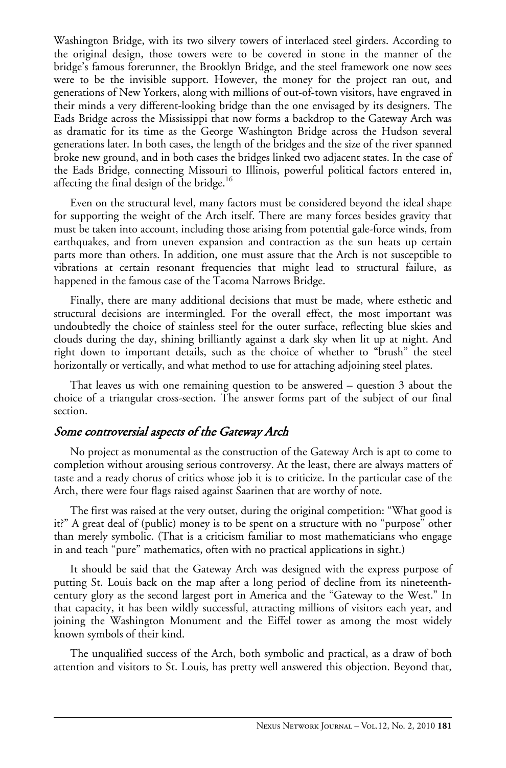Washington Bridge, with its two silvery towers of interlaced steel girders. According to the original design, those towers were to be covered in stone in the manner of the bridge's famous forerunner, the Brooklyn Bridge, and the steel framework one now sees were to be the invisible support. However, the money for the project ran out, and generations of New Yorkers, along with millions of out-of-town visitors, have engraved in their minds a very different-looking bridge than the one envisaged by its designers. The Eads Bridge across the Mississippi that now forms a backdrop to the Gateway Arch was as dramatic for its time as the George Washington Bridge across the Hudson several generations later. In both cases, the length of the bridges and the size of the river spanned broke new ground, and in both cases the bridges linked two adjacent states. In the case of the Eads Bridge, connecting Missouri to Illinois, powerful political factors entered in, affecting the final design of the bridge.[16]

Even on the structural level, many factors must be considered beyond the ideal shape for supporting the weight of the Arch itself. There are many forces besides gravity that must be taken into account, including those arising from potential gale-force winds, from earthquakes, and from uneven expansion and contraction as the sun heats up certain parts more than others. In addition, one must assure that the Arch is not susceptible to vibrations at certain resonant frequencies that might lead to structural failure, as happened in the famous case of the Tacoma Narrows Bridge.

Finally, there are many additional decisions that must be made, where esthetic and structural decisions are intermingled. For the overall effect, the most important was undoubtedly the choice of stainless steel for the outer surface, reflecting blue skies and clouds during the day, shining brilliantly against a dark sky when lit up at night. And right down to important details, such as the choice of whether to "brush" the steel horizontally or vertically, and what method to use for attaching adjoining steel plates.

That leaves us with one remaining question to be answered – question 3 about the choice of a triangular cross-section. The answer forms part of the subject of our final section.

## *Some controversial aspects of the Gateway Arch*

No project as monumental as the construction of the Gateway Arch is apt to come to completion without arousing serious controversy. At the least, there are always matters of taste and a ready chorus of critics whose job it is to criticize. In the particular case of the Arch, there were four flags raised against Saarinen that are worthy of note.

The first was raised at the very outset, during the original competition: "What good is it?" A great deal of (public) money is to be spent on a structure with no "purpose" other than merely symbolic. (That is a criticism familiar to most mathematicians who engage in and teach "pure" mathematics, often with no practical applications in sight.)

It should be said that the Gateway Arch was designed with the express purpose of putting St. Louis back on the map after a long period of decline from its nineteenth-century glory as the second largest port in America and the "Gateway to the West." In that capacity, it has been wildly successful, attracting millions of visitors each year, and joining the Washington Monument and the Eiffel tower as among the most widely known symbols of their kind.

The unqualified success of the Arch, both symbolic and practical, as a draw of both attention and visitors to St. Louis, has pretty well answered this objection. Beyond that,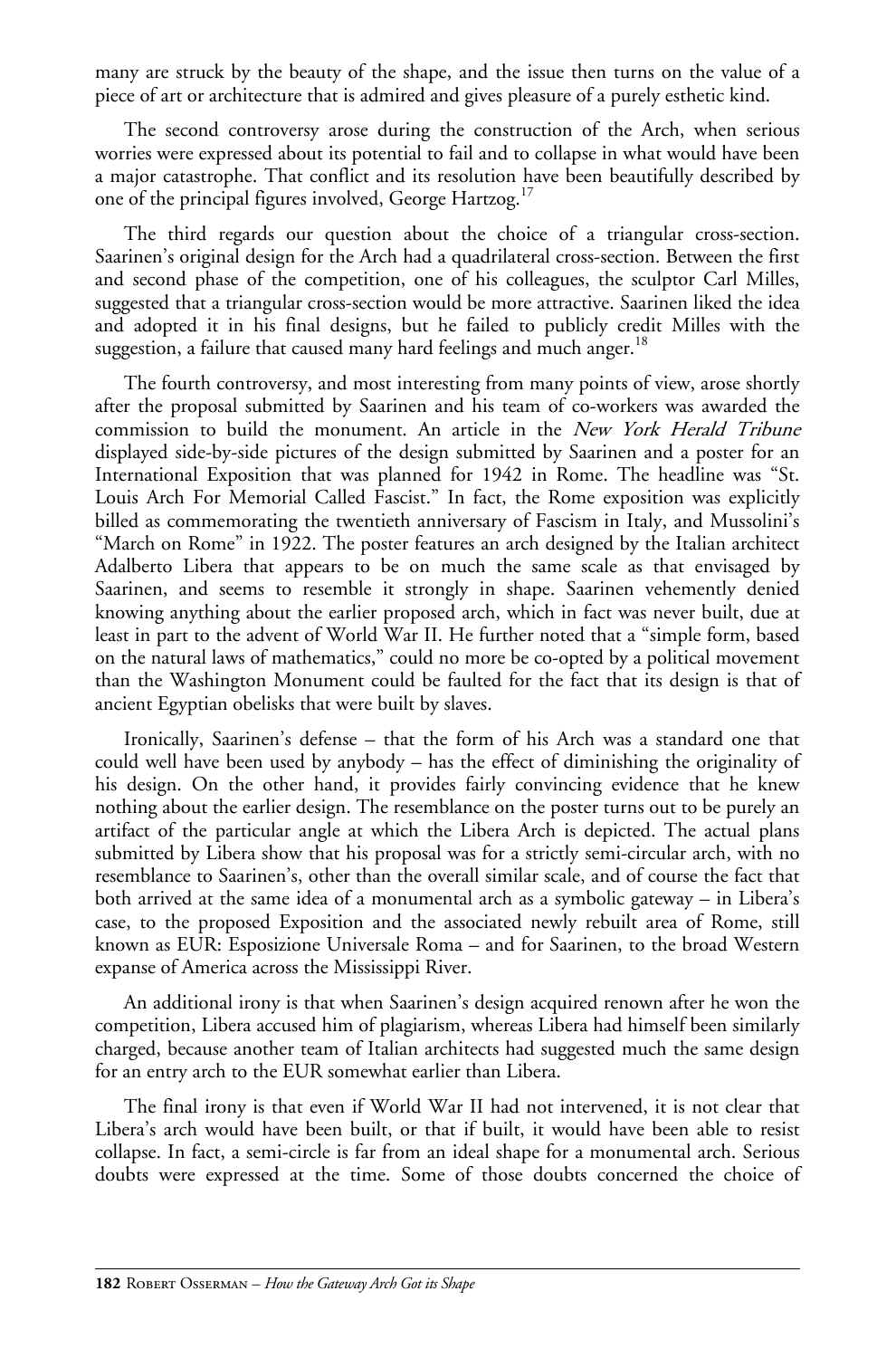many are struck by the beauty of the shape, and the issue then turns on the value of a piece of art or architecture that is admired and gives pleasure of a purely esthetic kind.

The second controversy arose during the construction of the Arch, when serious worries were expressed about its potential to fail and to collapse in what would have been a major catastrophe. That conflict and its resolution have been beautifully described by one of the principal figures involved, George Hartzog.[17]

The third regards our question about the choice of a triangular cross-section. Saarinen's original design for the Arch had a quadrilateral cross-section. Between the first and second phase of the competition, one of his colleagues, the sculptor Carl Milles, suggested that a triangular cross-section would be more attractive. Saarinen liked the idea and adopted it in his final designs, but he failed to publicly credit Milles with the suggestion, a failure that caused many hard feelings and much anger.[18]

The fourth controversy, and most interesting from many points of view, arose shortly after the proposal submitted by Saarinen and his team of co-workers was awarded the commission to build the monument. An article in the *New York Herald Tribune* displayed side-by-side pictures of the design submitted by Saarinen and a poster for an International Exposition that was planned for 1942 in Rome. The headline was "St. Louis Arch For Memorial Called Fascist." In fact, the Rome exposition was explicitly billed as commemorating the twentieth anniversary of Fascism in Italy, and Mussolini's "March on Rome" in 1922. The poster features an arch designed by the Italian architect Adalberto Libera that appears to be on much the same scale as that envisaged by Saarinen, and seems to resemble it strongly in shape. Saarinen vehemently denied knowing anything about the earlier proposed arch, which in fact was never built, due at least in part to the advent of World War II. He further noted that a "simple form, based on the natural laws of mathematics," could no more be co-opted by a political movement than the Washington Monument could be faulted for the fact that its design is that of ancient Egyptian obelisks that were built by slaves.

Ironically, Saarinen's defense – that the form of his Arch was a standard one that could well have been used by anybody – has the effect of diminishing the originality of his design. On the other hand, it provides fairly convincing evidence that he knew nothing about the earlier design. The resemblance on the poster turns out to be purely an artifact of the particular angle at which the Libera Arch is depicted. The actual plans submitted by Libera show that his proposal was for a strictly semi-circular arch, with no resemblance to Saarinen's, other than the overall similar scale, and of course the fact that both arrived at the same idea of a monumental arch as a symbolic gateway – in Libera's case, to the proposed Exposition and the associated newly rebuilt area of Rome, still known as EUR: Esposizione Universale Roma – and for Saarinen, to the broad Western expanse of America across the Mississippi River.

An additional irony is that when Saarinen's design acquired renown after he won the competition, Libera accused him of plagiarism, whereas Libera had himself been similarly charged, because another team of Italian architects had suggested much the same design for an entry arch to the EUR somewhat earlier than Libera.

The final irony is that even if World War II had not intervened, it is not clear that Libera's arch would have been built, or that if built, it would have been able to resist collapse. In fact, a semi-circle is far from an ideal shape for a monumental arch. Serious doubts were expressed at the time. Some of those doubts concerned the choice of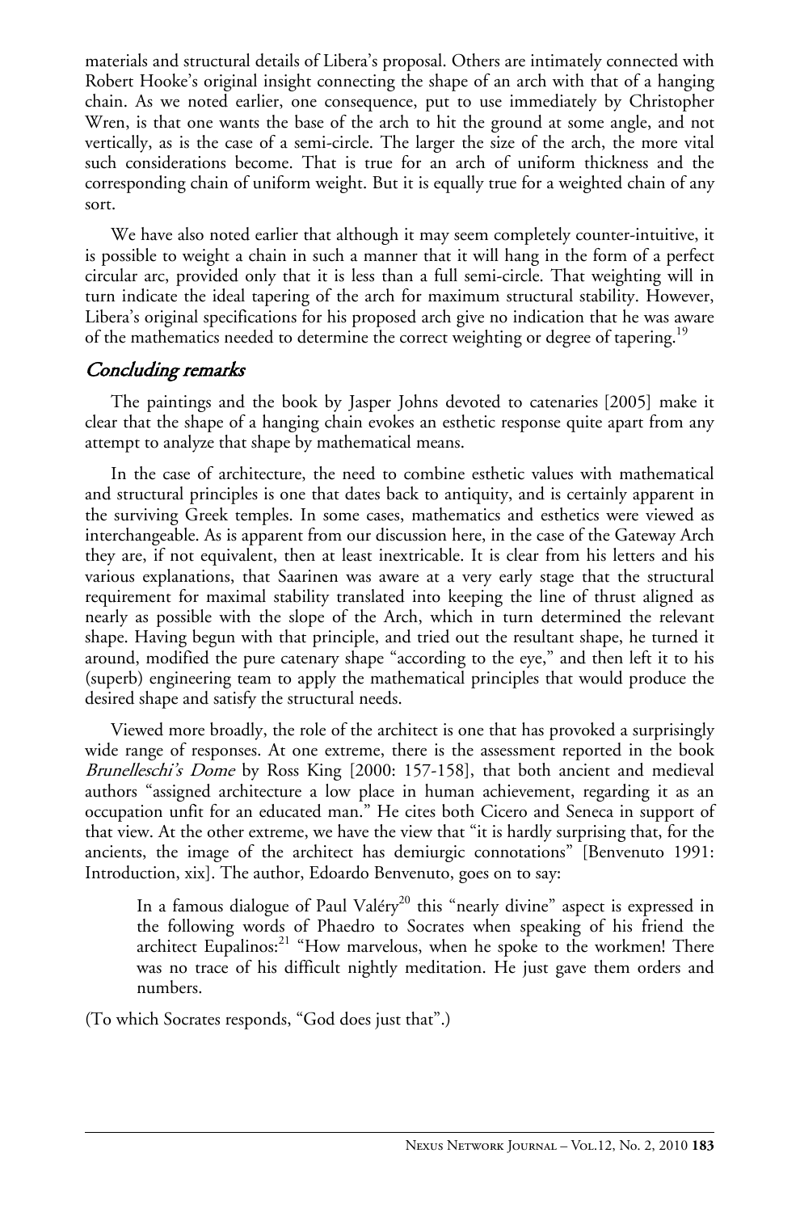materials and structural details of Libera's proposal. Others are intimately connected with Robert Hooke's original insight connecting the shape of an arch with that of a hanging chain. As we noted earlier, one consequence, put to use immediately by Christopher Wren, is that one wants the base of the arch to hit the ground at some angle, and not vertically, as is the case of a semi-circle. The larger the size of the arch, the more vital such considerations become. That is true for an arch of uniform thickness and the corresponding chain of uniform weight. But it is equally true for a weighted chain of any sort.

We have also noted earlier that although it may seem completely counter-intuitive, it is possible to weight a chain in such a manner that it will hang in the form of a perfect circular arc, provided only that it is less than a full semi-circle. That weighting will in turn indicate the ideal tapering of the arch for maximum structural stability. However, Libera's original specifications for his proposed arch give no indication that he was aware of the mathematics needed to determine the correct weighting or degree of tapering.[19]

## *Concluding remarks*

The paintings and the book by Jasper Johns devoted to catenaries [2005] make it clear that the shape of a hanging chain evokes an esthetic response quite apart from any attempt to analyze that shape by mathematical means.

In the case of architecture, the need to combine esthetic values with mathematical and structural principles is one that dates back to antiquity, and is certainly apparent in the surviving Greek temples. In some cases, mathematics and esthetics were viewed as interchangeable. As is apparent from our discussion here, in the case of the Gateway Arch they are, if not equivalent, then at least inextricable. It is clear from his letters and his various explanations, that Saarinen was aware at a very early stage that the structural requirement for maximal stability translated into keeping the line of thrust aligned as nearly as possible with the slope of the Arch, which in turn determined the relevant shape. Having begun with that principle, and tried out the resultant shape, he turned it around, modified the pure catenary shape "according to the eye," and then left it to his (superb) engineering team to apply the mathematical principles that would produce the desired shape and satisfy the structural needs.

Viewed more broadly, the role of the architect is one that has provoked a surprisingly wide range of responses. At one extreme, there is the assessment reported in the book *Brunelleschi's Dome* by Ross King [2000: 157-158], that both ancient and medieval authors "assigned architecture a low place in human achievement, regarding it as an occupation unfit for an educated man." He cites both Cicero and Seneca in support of that view. At the other extreme, we have the view that "it is hardly surprising that, for the ancients, the image of the architect has demiurgic connotations" [Benvenuto 1991: Introduction, xix]. The author, Edoardo Benvenuto, goes on to say:

> In a famous dialogue of Paul Valéry[20] this "nearly divine" aspect is expressed in the following words of Phaedro to Socrates when speaking of his friend the architect Eupalinos:[21] "How marvelous, when he spoke to the workmen! There was no trace of his difficult nightly meditation. He just gave them orders and numbers.

(To which Socrates responds, "God does just that".)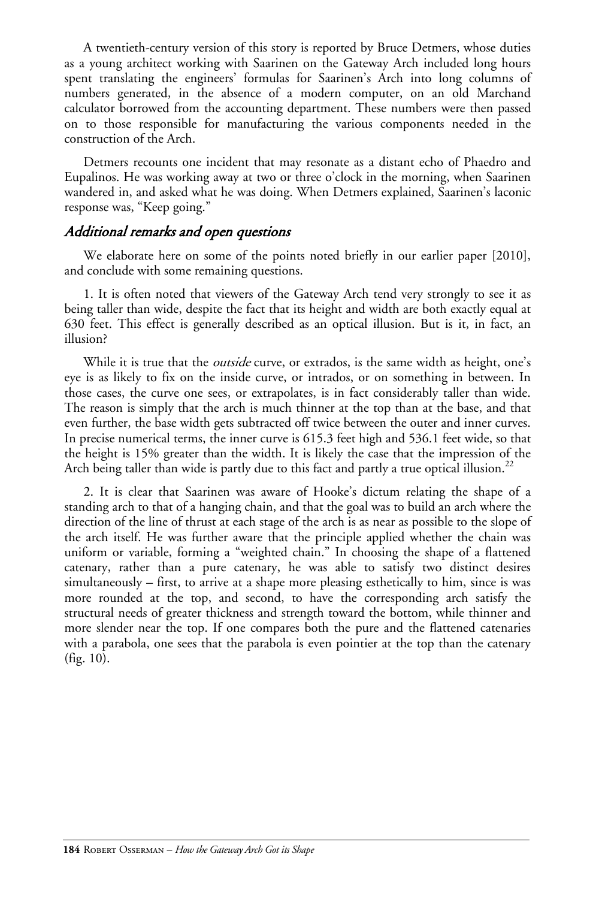A twentieth-century version of this story is reported by Bruce Detmers, whose duties as a young architect working with Saarinen on the Gateway Arch included long hours spent translating the engineers' formulas for Saarinen's Arch into long columns of numbers generated, in the absence of a modern computer, on an old Marchand calculator borrowed from the accounting department. These numbers were then passed on to those responsible for manufacturing the various components needed in the construction of the Arch.

Detmers recounts one incident that may resonate as a distant echo of Phaedro and Eupalinos. He was working away at two or three o'clock in the morning, when Saarinen wandered in, and asked what he was doing. When Detmers explained, Saarinen's laconic response was, "Keep going."

## *Additional remarks and open questions*

We elaborate here on some of the points noted briefly in our earlier paper [2010], and conclude with some remaining questions.

1. It is often noted that viewers of the Gateway Arch tend very strongly to see it as being taller than wide, despite the fact that its height and width are both exactly equal at 630 feet. This effect is generally described as an optical illusion. But is it, in fact, an illusion?

While it is true that the *outside* curve, or extrados, is the same width as height, one's eye is as likely to fix on the inside curve, or intrados, or on something in between. In those cases, the curve one sees, or extrapolates, is in fact considerably taller than wide. The reason is simply that the arch is much thinner at the top than at the base, and that even further, the base width gets subtracted off twice between the outer and inner curves. In precise numerical terms, the inner curve is 615.3 feet high and 536.1 feet wide, so that the height is 15% greater than the width. It is likely the case that the impression of the Arch being taller than wide is partly due to this fact and partly a true optical illusion.[22]

2. It is clear that Saarinen was aware of Hooke's dictum relating the shape of a standing arch to that of a hanging chain, and that the goal was to build an arch where the direction of the line of thrust at each stage of the arch is as near as possible to the slope of the arch itself. He was further aware that the principle applied whether the chain was uniform or variable, forming a "weighted chain." In choosing the shape of a flattened catenary, rather than a pure catenary, he was able to satisfy two distinct desires simultaneously – first, to arrive at a shape more pleasing esthetically to him, since is was more rounded at the top, and second, to have the corresponding arch satisfy the structural needs of greater thickness and strength toward the bottom, while thinner and more slender near the top. If one compares both the pure and the flattened catenaries with a parabola, one sees that the parabola is even pointier at the top than the catenary (fig. 10).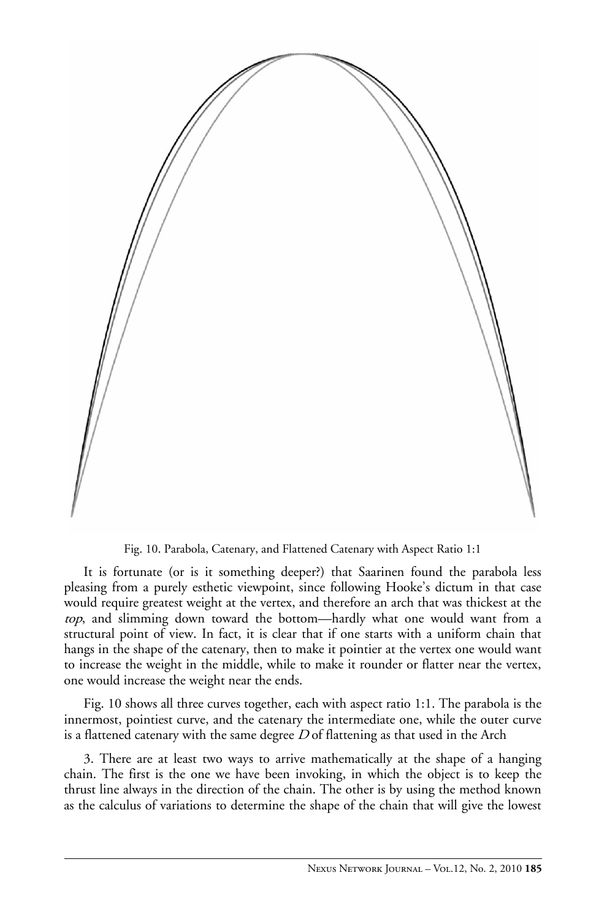Fig. 10. Parabola, Catenary, and Flattened Catenary with Aspect Ratio 1:1

It is fortunate (or is it something deeper?) that Saarinen found the parabola less pleasing from a purely esthetic viewpoint, since following Hooke's dictum in that case would require greatest weight at the vertex, and therefore an arch that was thickest at the *top*, and slimming down toward the bottom—hardly what one would want from a structural point of view. In fact, it is clear that if one starts with a uniform chain that hangs in the shape of the catenary, then to make it pointier at the vertex one would want to increase the weight in the middle, while to make it rounder or flatter near the vertex, one would increase the weight near the ends.

Fig. 10 shows all three curves together, each with aspect ratio 1:1. The parabola is the innermost, pointiest curve, and the catenary the intermediate one, while the outer curve is a flattened catenary with the same degree $D$ of flattening as that used in the Arch

3. There are at least two ways to arrive mathematically at the shape of a hanging chain. The first is the one we have been invoking, in which the object is to keep the thrust line always in the direction of the chain. The other is by using the method known as the calculus of variations to determine the shape of the chain that will give the lowest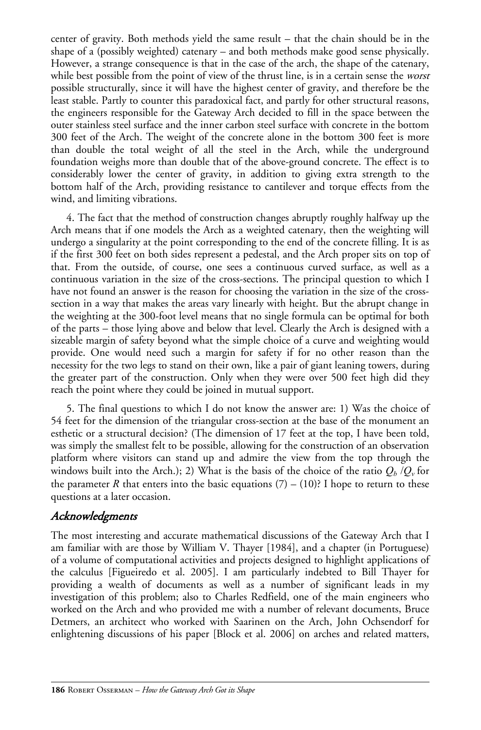center of gravity. Both methods yield the same result – that the chain should be in the shape of a (possibly weighted) catenary – and both methods make good sense physically. However, a strange consequence is that in the case of the arch, the shape of the catenary, while best possible from the point of view of the thrust line, is in a certain sense the *worst* possible structurally, since it will have the highest center of gravity, and therefore be the least stable. Partly to counter this paradoxical fact, and partly for other structural reasons, the engineers responsible for the Gateway Arch decided to fill in the space between the outer stainless steel surface and the inner carbon steel surface with concrete in the bottom 300 feet of the Arch. The weight of the concrete alone in the bottom 300 feet is more than double the total weight of all the steel in the Arch, while the underground foundation weighs more than double that of the above-ground concrete. The effect is to considerably lower the center of gravity, in addition to giving extra strength to the bottom half of the Arch, providing resistance to cantilever and torque effects from the wind, and limiting vibrations.

4. The fact that the method of construction changes abruptly roughly halfway up the Arch means that if one models the Arch as a weighted catenary, then the weighting will undergo a singularity at the point corresponding to the end of the concrete filling. It is as if the first 300 feet on both sides represent a pedestal, and the Arch proper sits on top of that. From the outside, of course, one sees a continuous curved surface, as well as a continuous variation in the size of the cross-sections. The principal question to which I have not found an answer is the reason for choosing the variation in the size of the cross-section in a way that makes the areas vary linearly with height. But the abrupt change in the weighting at the 300-foot level means that no single formula can be optimal for both of the parts – those lying above and below that level. Clearly the Arch is designed with a sizeable margin of safety beyond what the simple choice of a curve and weighting would provide. One would need such a margin for safety if for no other reason than the necessity for the two legs to stand on their own, like a pair of giant leaning towers, during the greater part of the construction. Only when they were over 500 feet high did they reach the point where they could be joined in mutual support.

5. The final questions to which I do not know the answer are: 1) Was the choice of 54 feet for the dimension of the triangular cross-section at the base of the monument an esthetic or a structural decision? (The dimension of 17 feet at the top, I have been told, was simply the smallest felt to be possible, allowing for the construction of an observation platform where visitors can stand up and admire the view from the top through the windows built into the Arch.); 2) What is the basis of the choice of the ratio $Q_b / Q_v$ for the parameter $R$ that enters into the basic equations (7) – (10)? I hope to return to these questions at a later occasion.

## Acknowledgments

The most interesting and accurate mathematical discussions of the Gateway Arch that I am familiar with are those by William V. Thayer [1984], and a chapter (in Portuguese) of a volume of computational activities and projects designed to highlight applications of the calculus [Figueiredo et al. 2005]. I am particularly indebted to Bill Thayer for providing a wealth of documents as well as a number of significant leads in my investigation of this problem; also to Charles Redfield, one of the main engineers who worked on the Arch and who provided me with a number of relevant documents, Bruce Detmers, an architect who worked with Saarinen on the Arch, John Ochsendorf for enlightening discussions of his paper [Block et al. 2006] on arches and related matters,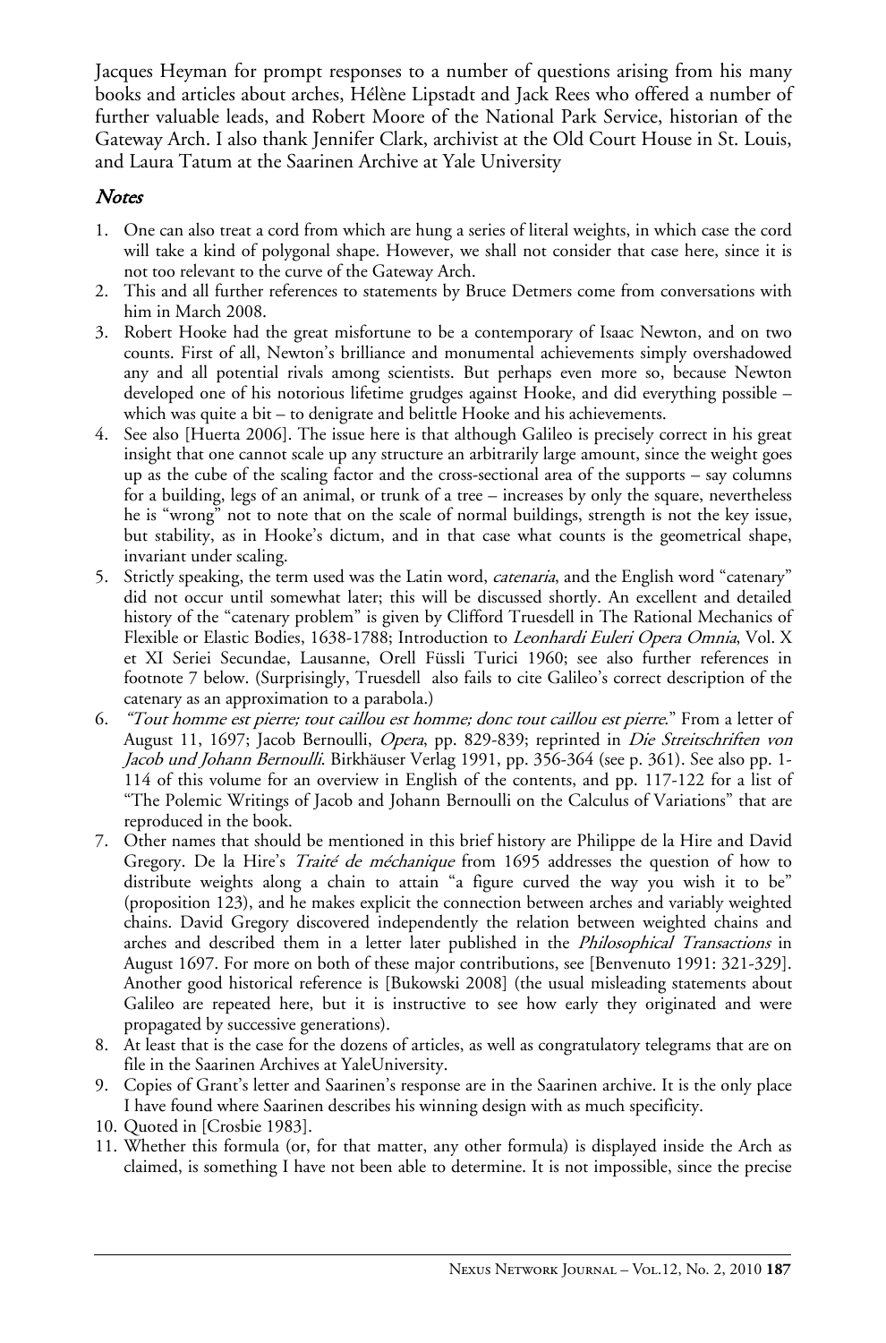Jacques Heyman for prompt responses to a number of questions arising from his many books and articles about arches, Hélène Lipstadt and Jack Rees who offered a number of further valuable leads, and Robert Moore of the National Park Service, historian of the Gateway Arch. I also thank Jennifer Clark, archivist at the Old Court House in St. Louis, and Laura Tatum at the Saarinen Archive at Yale University

## *Notes*

1. One can also treat a cord from which are hung a series of literal weights, in which case the cord will take a kind of polygonal shape. However, we shall not consider that case here, since it is not too relevant to the curve of the Gateway Arch.
2. This and all further references to statements by Bruce Detmers come from conversations with him in March 2008.
3. Robert Hooke had the great misfortune to be a contemporary of Isaac Newton, and on two counts. First of all, Newton's brilliance and monumental achievements simply overshadowed any and all potential rivals among scientists. But perhaps even more so, because Newton developed one of his notorious lifetime grudges against Hooke, and did everything possible – which was quite a bit – to denigrate and belittle Hooke and his achievements.
4. See also [Huerta 2006]. The issue here is that although Galileo is precisely correct in his great insight that one cannot scale up any structure an arbitrarily large amount, since the weight goes up as the cube of the scaling factor and the cross-sectional area of the supports – say columns for a building, legs of an animal, or trunk of a tree – increases by only the square, nevertheless he is "wrong" not to note that on the scale of normal buildings, strength is not the key issue, but stability, as in Hooke's dictum, and in that case what counts is the geometrical shape, invariant under scaling.
5. Strictly speaking, the term used was the Latin word, *catenaria*, and the English word "catenary" did not occur until somewhat later; this will be discussed shortly. An excellent and detailed history of the "catenary problem" is given by Clifford Truesdell in The Rational Mechanics of Flexible or Elastic Bodies, 1638-1788; Introduction to *Leonhardi Euleri Opera Omnia*, Vol. X et XI Seriei Secundae, Lausanne, Orell Füssli Turici 1960; see also further references in footnote 7 below. (Surprisingly, Truesdell also fails to cite Galileo's correct description of the catenary as an approximation to a parabola.)
6. *"Tout homme est pierre; tout caillou est homme; donc tout caillou est pierre.*" From a letter of August 11, 1697; Jacob Bernoulli, *Opera*, pp. 829-839; reprinted in *Die Streitschriften von Jacob und Johann Bernoulli*. Birkhäuser Verlag 1991, pp. 356-364 (see p. 361). See also pp. 1-114 of this volume for an overview in English of the contents, and pp. 117-122 for a list of "The Polemic Writings of Jacob and Johann Bernoulli on the Calculus of Variations" that are reproduced in the book.
7. Other names that should be mentioned in this brief history are Philippe de la Hire and David Gregory. De la Hire's *Traité de méchanique* from 1695 addresses the question of how to distribute weights along a chain to attain "a figure curved the way you wish it to be" (proposition 123), and he makes explicit the connection between arches and variably weighted chains. David Gregory discovered independently the relation between weighted chains and arches and described them in a letter later published in the *Philosophical Transactions* in August 1697. For more on both of these major contributions, see [Benvenuto 1991: 321-329]. Another good historical reference is [Bukowski 2008] (the usual misleading statements about Galileo are repeated here, but it is instructive to see how early they originated and were propagated by successive generations).
8. At least that is the case for the dozens of articles, as well as congratulatory telegrams that are on file in the Saarinen Archives at YaleUniversity.
9. Copies of Grant's letter and Saarinen's response are in the Saarinen archive. It is the only place I have found where Saarinen describes his winning design with as much specificity.
10. Quoted in [Crosbie 1983].
11. Whether this formula (or, for that matter, any other formula) is displayed inside the Arch as claimed, is something I have not been able to determine. It is not impossible, since the precise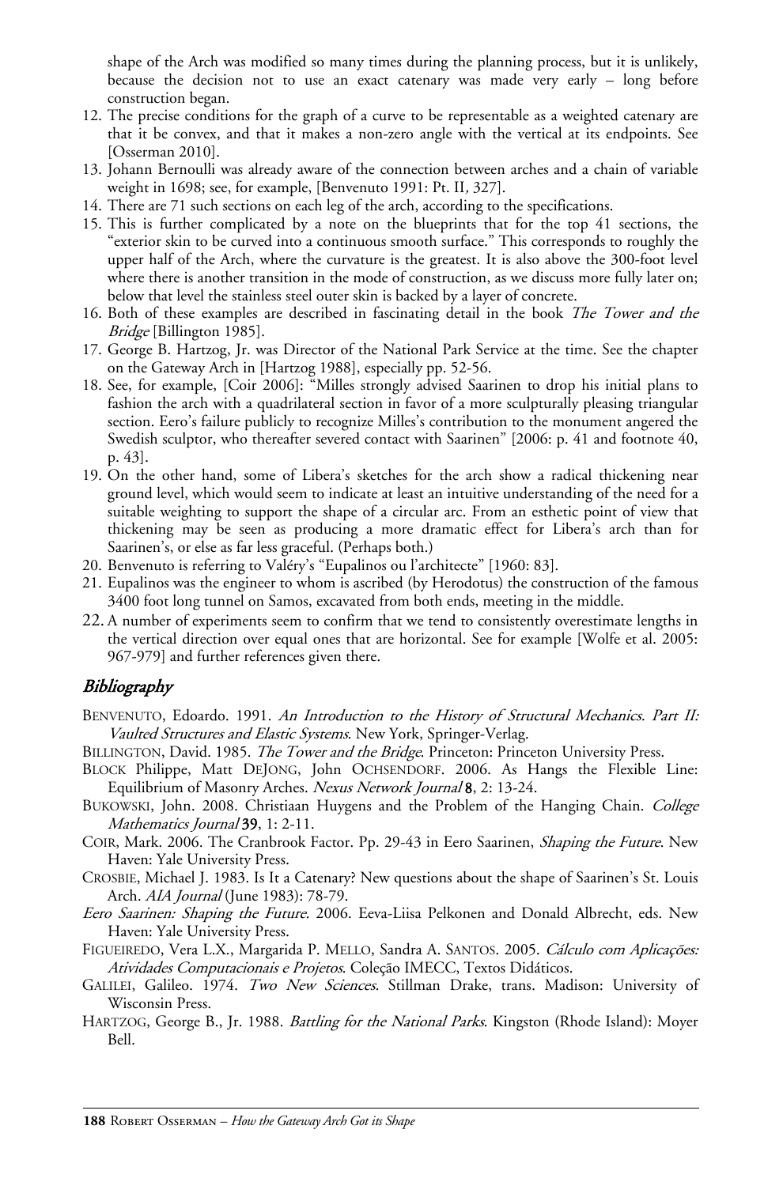shape of the Arch was modified so many times during the planning process, but it is unlikely, because the decision not to use an exact catenary was made very early – long before construction began.

12. The precise conditions for the graph of a curve to be representable as a weighted catenary are that it be convex, and that it makes a non-zero angle with the vertical at its endpoints. See [Osserman 2010].
13. Johann Bernoulli was already aware of the connection between arches and a chain of variable weight in 1698; see, for example, [Benvenuto 1991: Pt. II, 327].
14. There are 71 such sections on each leg of the arch, according to the specifications.
15. This is further complicated by a note on the blueprints that for the top 41 sections, the "exterior skin to be curved into a continuous smooth surface." This corresponds to roughly the upper half of the Arch, where the curvature is the greatest. It is also above the 300-foot level where there is another transition in the mode of construction, as we discuss more fully later on; below that level the stainless steel outer skin is backed by a layer of concrete.
16. Both of these examples are described in fascinating detail in the book *The Tower and the Bridge* [Billington 1985].
17. George B. Hartzog, Jr. was Director of the National Park Service at the time. See the chapter on the Gateway Arch in [Hartzog 1988], especially pp. 52-56.
18. See, for example, [Coir 2006]: "Milles strongly advised Saarinen to drop his initial plans to fashion the arch with a quadrilateral section in favor of a more sculpturally pleasing triangular section. Eero's failure publicly to recognize Milles's contribution to the monument angered the Swedish sculptor, who thereafter severed contact with Saarinen" [2006: p. 41 and footnote 40, p. 43].
19. On the other hand, some of Libera's sketches for the arch show a radical thickening near ground level, which would seem to indicate at least an intuitive understanding of the need for a suitable weighting to support the shape of a circular arc. From an esthetic point of view that thickening may be seen as producing a more dramatic effect for Libera's arch than for Saarinen's, or else as far less graceful. (Perhaps both.)
20. Benvenuto is referring to Valéry's "Eupalinos ou l'architecte" [1960: 83].
21. Eupalinos was the engineer to whom is ascribed (by Herodotus) the construction of the famous 3400 foot long tunnel on Samos, excavated from both ends, meeting in the middle.
22. A number of experiments seem to confirm that we tend to consistently overestimate lengths in the vertical direction over equal ones that are horizontal. See for example [Wolfe et al. 2005: 967-979] and further references given there.

## Bibliography

BENVENUTO, Edoardo. 1991. *An Introduction to the History of Structural Mechanics. Part II: Vaulted Structures and Elastic Systems*. New York, Springer-Verlag.

BILLINGTON, David. 1985. *The Tower and the Bridge*. Princeton: Princeton University Press.

BLOCK Philippe, Matt DEJONG, John OCHSENDORF. 2006. As Hangs the Flexible Line: Equilibrium of Masonry Arches. *Nexus Network Journal* **8**, 2: 13-24.

BUKOWSKI, John. 2008. Christiaan Huygens and the Problem of the Hanging Chain. *College Mathematics Journal* **39**, 1: 2-11.

COIR, Mark. 2006. The Cranbrook Factor. Pp. 29-43 in Eero Saarinen, *Shaping the Future*. New Haven: Yale University Press.

CROSBIE, Michael J. 1983. Is It a Catenary? New questions about the shape of Saarinen's St. Louis Arch. *AIA Journal* (June 1983): 78-79.

*Eero Saarinen: Shaping the Future*. 2006. Eeva-Liisa Pelkonen and Donald Albrecht, eds. New Haven: Yale University Press.

FIGUEIREDO, Vera L.X., Margarida P. MELLO, Sandra A. SANTOS. 2005. *Cálculo com Aplicações: Atividades Computacionais e Projetos*. Coleção IMECC, Textos Didáticos.

GALILEI, Galileo. 1974. *Two New Sciences.* Stillman Drake, trans. Madison: University of Wisconsin Press.

HARTZOG, George B., Jr. 1988. *Battling for the National Parks*. Kingston (Rhode Island): Moyer Bell.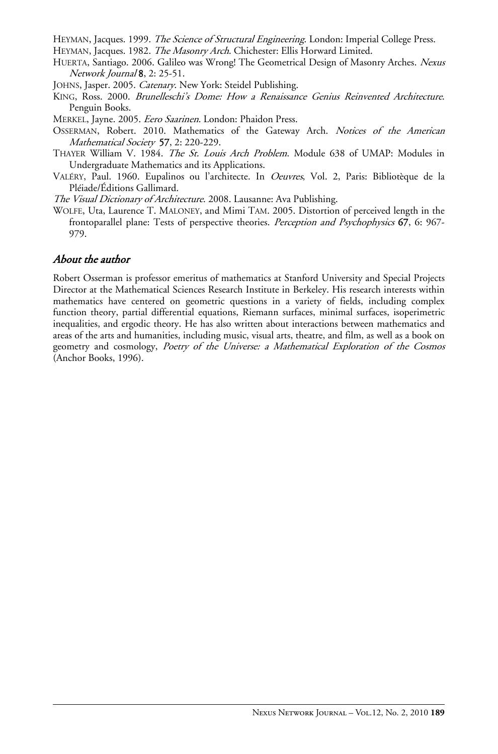HEYMAN, Jacques. 1999. *The Science of Structural Engineering*. London: Imperial College Press.

HEYMAN, Jacques. 1982. *The Masonry Arch*. Chichester: Ellis Horward Limited.

HUERTA, Santiago. 2006. Galileo was Wrong! The Geometrical Design of Masonry Arches. *Nexus Network Journal* **8**, 2: 25-51.

JOHNS, Jasper. 2005. *Catenary*. New York: Steidel Publishing.

KING, Ross. 2000. *Brunelleschi's Dome: How a Renaissance Genius Reinvented Architecture*. Penguin Books.

MERKEL, Jayne. 2005. *Eero Saarinen*. London: Phaidon Press.

OSSERMAN, Robert. 2010. Mathematics of the Gateway Arch. *Notices of the American Mathematical Society* **57**, 2: 220-229.

THAYER William V. 1984. *The St. Louis Arch Problem*. Module 638 of UMAP: Modules in Undergraduate Mathematics and its Applications.

VALÉRY, Paul. 1960. Eupalinos ou l'architecte. In *Oeuvres*, Vol. 2, Paris: Bibliotèque de la Pléiade/Éditions Gallimard.

*The Visual Dictionary of Architecture*. 2008. Lausanne: Ava Publishing.

WOLFE, Uta, Laurence T. MALONEY, and Mimi TAM. 2005. Distortion of perceived length in the frontoparallel plane: Tests of perspective theories. *Perception and Psychophysics* **67**, 6: 967-979.

## *About the author*

Robert Osserman is professor emeritus of mathematics at Stanford University and Special Projects Director at the Mathematical Sciences Research Institute in Berkeley. His research interests within mathematics have centered on geometric questions in a variety of fields, including complex function theory, partial differential equations, Riemann surfaces, minimal surfaces, isoperimetric inequalities, and ergodic theory. He has also written about interactions between mathematics and areas of the arts and humanities, including music, visual arts, theatre, and film, as well as a book on geometry and cosmology, *Poetry of the Universe: a Mathematical Exploration of the Cosmos* (Anchor Books, 1996).